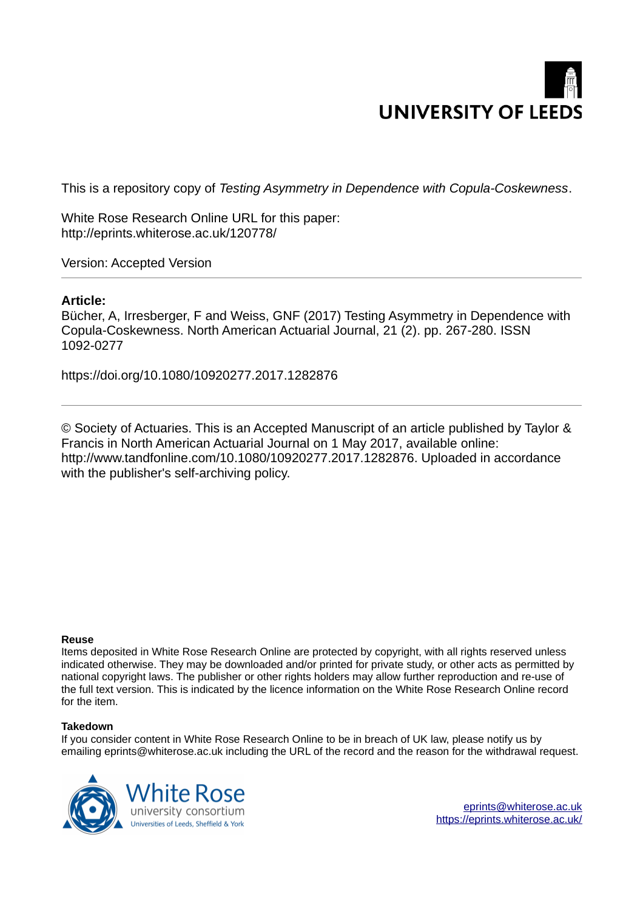UNIVERSITY OF LEEDS

This is a repository copy of *Testing Asymmetry in Dependence with Copula-Coskewness*.

White Rose Research Online URL for this paper:
http://eprints.whiterose.ac.uk/120778/

Version: Accepted Version

---

**Article:**

Bücher, A, Irresberger, F and Weiss, GNF (2017) Testing Asymmetry in Dependence with Copula-Coskewness. North American Actuarial Journal, 21 (2). pp. 267-280. ISSN 1092-0277

https://doi.org/10.1080/10920277.2017.1282876

---

© Society of Actuaries. This is an Accepted Manuscript of an article published by Taylor & Francis in North American Actuarial Journal on 1 May 2017, available online: http://www.tandfonline.com/10.1080/10920277.2017.1282876. Uploaded in accordance with the publisher's self-archiving policy.

**Reuse**

Items deposited in White Rose Research Online are protected by copyright, with all rights reserved unless indicated otherwise. They may be downloaded and/or printed for private study, or other acts as permitted by national copyright laws. The publisher or other rights holders may allow further reproduction and re-use of the full text version. This is indicated by the licence information on the White Rose Research Online record for the item.

**Takedown**

If you consider content in White Rose Research Online to be in breach of UK law, please notify us by emailing eprints@whiterose.ac.uk including the URL of the record and the reason for the withdrawal request.

White Rose university consortium
Universities of Leeds, Sheffield & York

eprints@whiterose.ac.uk
https://eprints.whiterose.ac.uk/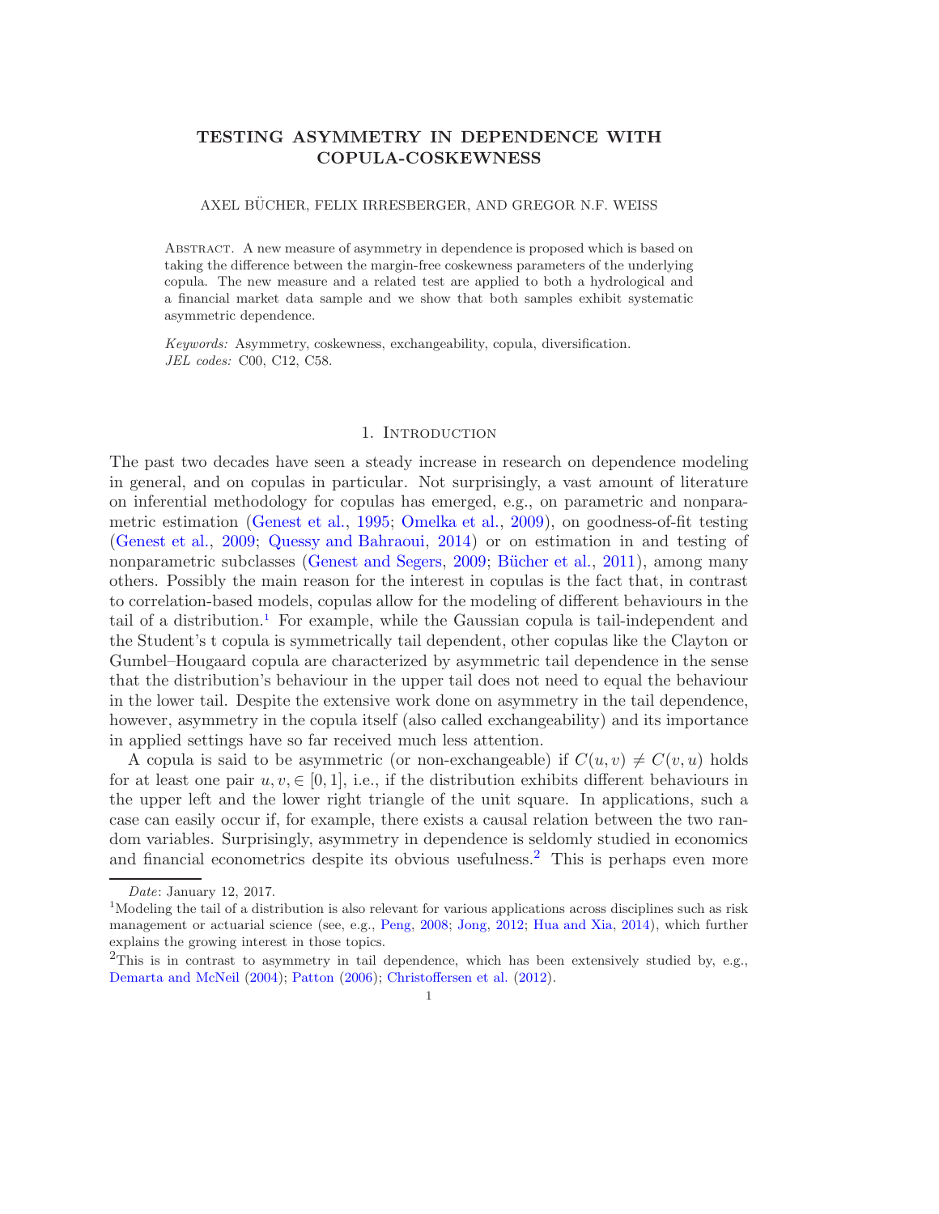# TESTING ASYMMETRY IN DEPENDENCE WITH COPULA-COSKEWNESS

AXEL BÜCHER, FELIX IRRESBERGER, AND GREGOR N.F. WEISS

Abstract. A new measure of asymmetry in dependence is proposed which is based on taking the difference between the margin-free coskewness parameters of the underlying copula. The new measure and a related test are applied to both a hydrological and a financial market data sample and we show that both samples exhibit systematic asymmetric dependence.

*Keywords:* Asymmetry, coskewness, exchangeability, copula, diversification.
*JEL codes:* C00, C12, C58.

## 1. Introduction

The past two decades have seen a steady increase in research on dependence modeling in general, and on copulas in particular. Not surprisingly, a vast amount of literature on inferential methodology for copulas has emerged, e.g., on parametric and nonparametric estimation (Genest et al., 1995; Omelka et al., 2009), on goodness-of-fit testing (Genest et al., 2009; Quessy and Bahraoui, 2014) or on estimation in and testing of nonparametric subclasses (Genest and Segers, 2009; Bücher et al., 2011), among many others. Possibly the main reason for the interest in copulas is the fact that, in contrast to correlation-based models, copulas allow for the modeling of different behaviours in the tail of a distribution.[1] For example, while the Gaussian copula is tail-independent and the Student's t copula is symmetrically tail dependent, other copulas like the Clayton or Gumbel–Hougaard copula are characterized by asymmetric tail dependence in the sense that the distribution's behaviour in the upper tail does not need to equal the behaviour in the lower tail. Despite the extensive work done on asymmetry in the tail dependence, however, asymmetry in the copula itself (also called exchangeability) and its importance in applied settings have so far received much less attention.

A copula is said to be asymmetric (or non-exchangeable) if $C(u,v) \neq C(v,u)$ holds for at least one pair $u, v, \in [0,1]$, i.e., if the distribution exhibits different behaviours in the upper left and the lower right triangle of the unit square. In applications, such a case can easily occur if, for example, there exists a causal relation between the two random variables. Surprisingly, asymmetry in dependence is seldomly studied in economics and financial econometrics despite its obvious usefulness.[2] This is perhaps even more

*Date*: January 12, 2017.

[1] Modeling the tail of a distribution is also relevant for various applications across disciplines such as risk management or actuarial science (see, e.g., Peng, 2008; Jong, 2012; Hua and Xia, 2014), which further explains the growing interest in those topics.

[2] This is in contrast to asymmetry in tail dependence, which has been extensively studied by, e.g., Demarta and McNeil (2004); Patton (2006); Christoffersen et al. (2012).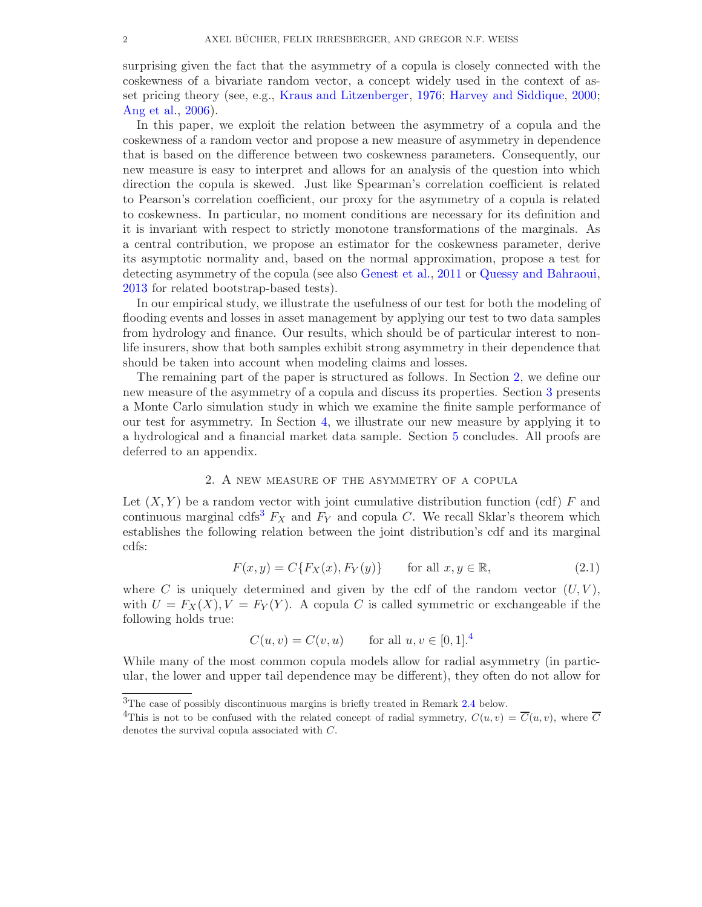surprising given the fact that the asymmetry of a copula is closely connected with the coskewness of a bivariate random vector, a concept widely used in the context of asset pricing theory (see, e.g., Kraus and Litzenberger, 1976; Harvey and Siddique, 2000; Ang et al., 2006).

In this paper, we exploit the relation between the asymmetry of a copula and the coskewness of a random vector and propose a new measure of asymmetry in dependence that is based on the difference between two coskewness parameters. Consequently, our new measure is easy to interpret and allows for an analysis of the question into which direction the copula is skewed. Just like Spearman's correlation coefficient is related to Pearson's correlation coefficient, our proxy for the asymmetry of a copula is related to coskewness. In particular, no moment conditions are necessary for its definition and it is invariant with respect to strictly monotone transformations of the marginals. As a central contribution, we propose an estimator for the coskewness parameter, derive its asymptotic normality and, based on the normal approximation, propose a test for detecting asymmetry of the copula (see also Genest et al., 2011 or Quessy and Bahraoui, 2013 for related bootstrap-based tests).

In our empirical study, we illustrate the usefulness of our test for both the modeling of flooding events and losses in asset management by applying our test to two data samples from hydrology and finance. Our results, which should be of particular interest to non-life insurers, show that both samples exhibit strong asymmetry in their dependence that should be taken into account when modeling claims and losses.

The remaining part of the paper is structured as follows. In Section 2, we define our new measure of the asymmetry of a copula and discuss its properties. Section 3 presents a Monte Carlo simulation study in which we examine the finite sample performance of our test for asymmetry. In Section 4, we illustrate our new measure by applying it to a hydrological and a financial market data sample. Section 5 concludes. All proofs are deferred to an appendix.

## 2. A new measure of the asymmetry of a copula

Let $(X, Y)$ be a random vector with joint cumulative distribution function (cdf) $F$ and continuous marginal cdfs[3] $F_X$ and $F_Y$ and copula $C$. We recall Sklar's theorem which establishes the following relation between the joint distribution's cdf and its marginal cdfs:

$$F(x, y) = C\{F_X(x), F_Y(y)\} \qquad \text{for all } x, y \in \mathbb{R}, \tag{2.1}$$

where $C$ is uniquely determined and given by the cdf of the random vector $(U, V)$, with $U = F_X(X), V = F_Y(Y)$. A copula $C$ is called symmetric or exchangeable if the following holds true:

$$C(u, v) = C(v, u) \qquad \text{for all } u, v \in [0, 1].[4]$$

While many of the most common copula models allow for radial asymmetry (in particular, the lower and upper tail dependence may be different), they often do not allow for

[3] The case of possibly discontinuous margins is briefly treated in Remark 2.4 below.

[4] This is not to be confused with the related concept of radial symmetry, $C(u, v) = \overline{C}(u, v)$, where $\overline{C}$ denotes the survival copula associated with $C$.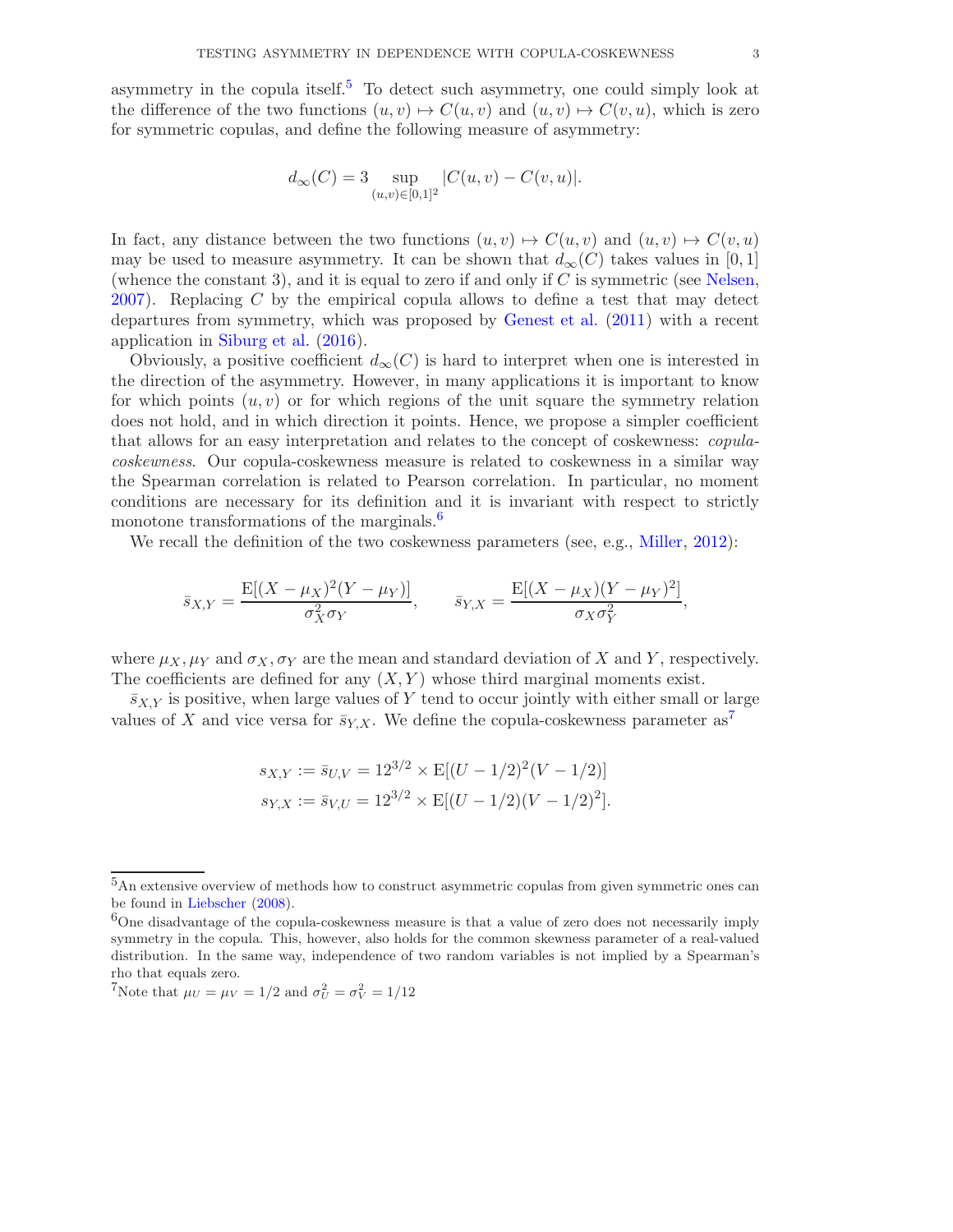asymmetry in the copula itself.[5] To detect such asymmetry, one could simply look at the difference of the two functions $(u, v) \mapsto C(u, v)$ and $(u, v) \mapsto C(v, u)$, which is zero for symmetric copulas, and define the following measure of asymmetry:

$$d_\infty(C) = 3 \sup_{(u,v)\in[0,1]^2} |C(u, v) - C(v, u)|.$$

In fact, any distance between the two functions $(u, v) \mapsto C(u, v)$ and $(u, v) \mapsto C(v, u)$ may be used to measure asymmetry. It can be shown that $d_\infty(C)$ takes values in $[0, 1]$ (whence the constant 3), and it is equal to zero if and only if $C$ is symmetric (see Nelsen, 2007). Replacing $C$ by the empirical copula allows to define a test that may detect departures from symmetry, which was proposed by Genest et al. (2011) with a recent application in Siburg et al. (2016).

Obviously, a positive coefficient $d_\infty(C)$ is hard to interpret when one is interested in the direction of the asymmetry. However, in many applications it is important to know for which points $(u, v)$ or for which regions of the unit square the symmetry relation does not hold, and in which direction it points. Hence, we propose a simpler coefficient that allows for an easy interpretation and relates to the concept of coskewness: *copula-coskewness*. Our copula-coskewness measure is related to coskewness in a similar way the Spearman correlation is related to Pearson correlation. In particular, no moment conditions are necessary for its definition and it is invariant with respect to strictly monotone transformations of the marginals.[6]

We recall the definition of the two coskewness parameters (see, e.g., Miller, 2012):

$$\bar{s}_{X,Y} = \frac{\mathrm{E}[(X - \mu_X)^2(Y - \mu_Y)]}{\sigma_X^2 \sigma_Y}, \qquad \bar{s}_{Y,X} = \frac{\mathrm{E}[(X - \mu_X)(Y - \mu_Y)^2]}{\sigma_X \sigma_Y^2},$$

where $\mu_X, \mu_Y$ and $\sigma_X, \sigma_Y$ are the mean and standard deviation of $X$ and $Y$, respectively. The coefficients are defined for any $(X, Y)$ whose third marginal moments exist.

$\bar{s}_{X,Y}$ is positive, when large values of $Y$ tend to occur jointly with either small or large values of $X$ and vice versa for $\bar{s}_{Y,X}$. We define the copula-coskewness parameter as[7]

$$\begin{aligned} s_{X,Y} &:= \bar{s}_{U,V} = 12^{3/2} \times \mathrm{E}[(U - 1/2)^2(V - 1/2)] \\ s_{Y,X} &:= \bar{s}_{V,U} = 12^{3/2} \times \mathrm{E}[(U - 1/2)(V - 1/2)^2]. \end{aligned}$$

---

[5] An extensive overview of methods how to construct asymmetric copulas from given symmetric ones can be found in Liebscher (2008).

[6] One disadvantage of the copula-coskewness measure is that a value of zero does not necessarily imply symmetry in the copula. This, however, also holds for the common skewness parameter of a real-valued distribution. In the same way, independence of two random variables is not implied by a Spearman's rho that equals zero.

[7] Note that $\mu_U = \mu_V = 1/2$ and $\sigma_U^2 = \sigma_V^2 = 1/12$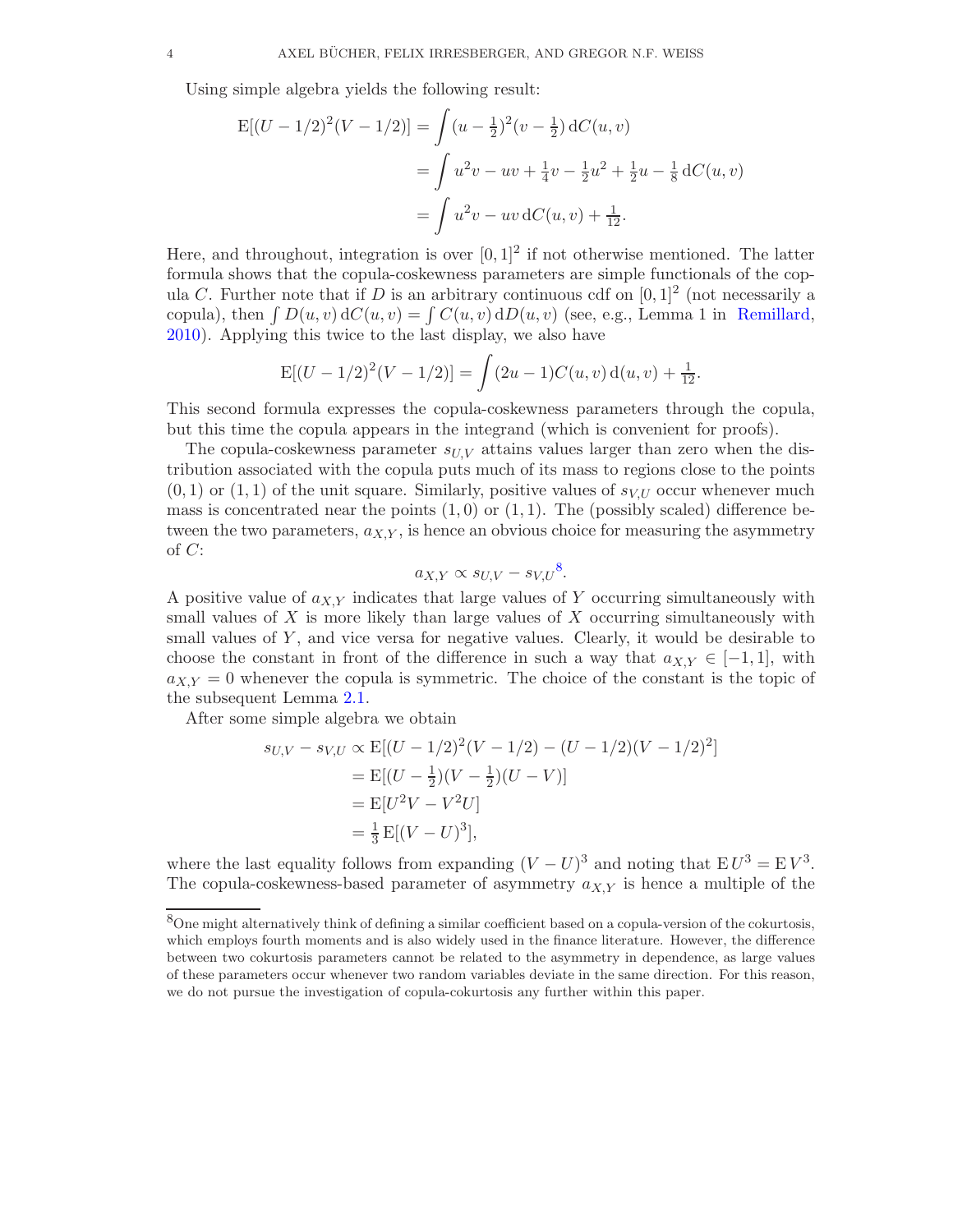Using simple algebra yields the following result:

$$
\begin{aligned}
\mathrm{E}[(U-1/2)^2(V-1/2)] &= \int (u-\tfrac{1}{2})^2(v-\tfrac{1}{2})\,\mathrm{d}C(u,v) \\
&= \int u^2v - uv + \tfrac{1}{4}v - \tfrac{1}{2}u^2 + \tfrac{1}{2}u - \tfrac{1}{8}\,\mathrm{d}C(u,v) \\
&= \int u^2v - uv\,\mathrm{d}C(u,v) + \tfrac{1}{12}.
\end{aligned}
$$

Here, and throughout, integration is over $[0,1]^2$ if not otherwise mentioned. The latter formula shows that the copula-coskewness parameters are simple functionals of the copula $C$. Further note that if $D$ is an arbitrary continuous cdf on $[0,1]^2$ (not necessarily a copula), then $\int D(u,v)\,\mathrm{d}C(u,v) = \int C(u,v)\,\mathrm{d}D(u,v)$ (see, e.g., Lemma 1 in Remillard, 2010). Applying this twice to the last display, we also have

$$
\mathrm{E}[(U-1/2)^2(V-1/2)] = \int (2u-1)C(u,v)\,\mathrm{d}(u,v) + \tfrac{1}{12}.
$$

This second formula expresses the copula-coskewness parameters through the copula, but this time the copula appears in the integrand (which is convenient for proofs).

The copula-coskewness parameter $s_{U,V}$ attains values larger than zero when the distribution associated with the copula puts much of its mass to regions close to the points $(0,1)$ or $(1,1)$ of the unit square. Similarly, positive values of $s_{V,U}$ occur whenever much mass is concentrated near the points $(1,0)$ or $(1,1)$. The (possibly scaled) difference between the two parameters, $a_{X,Y}$, is hence an obvious choice for measuring the asymmetry of $C$:

$$
a_{X,Y} \propto s_{U,V} - s_{V,U}\text{[8]}.
$$

A positive value of $a_{X,Y}$ indicates that large values of $Y$ occurring simultaneously with small values of $X$ is more likely than large values of $X$ occurring simultaneously with small values of $Y$, and vice versa for negative values. Clearly, it would be desirable to choose the constant in front of the difference in such a way that $a_{X,Y} \in [-1,1]$, with $a_{X,Y} = 0$ whenever the copula is symmetric. The choice of the constant is the topic of the subsequent Lemma 2.1.

After some simple algebra we obtain

$$
\begin{aligned}
s_{U,V} - s_{V,U} &\propto \mathrm{E}[(U-1/2)^2(V-1/2) - (U-1/2)(V-1/2)^2] \\
&= \mathrm{E}[(U-\tfrac{1}{2})(V-\tfrac{1}{2})(U-V)] \\
&= \mathrm{E}[U^2V - V^2U] \\
&= \tfrac{1}{3}\,\mathrm{E}[(V-U)^3],
\end{aligned}
$$

where the last equality follows from expanding $(V-U)^3$ and noting that $\mathrm{E}\,U^3 = \mathrm{E}\,V^3$. The copula-coskewness-based parameter of asymmetry $a_{X,Y}$ is hence a multiple of the

[8] One might alternatively think of defining a similar coefficient based on a copula-version of the cokurtosis, which employs fourth moments and is also widely used in the finance literature. However, the difference between two cokurtosis parameters cannot be related to the asymmetry in dependence, as large values of these parameters occur whenever two random variables deviate in the same direction. For this reason, we do not pursue the investigation of copula-cokurtosis any further within this paper.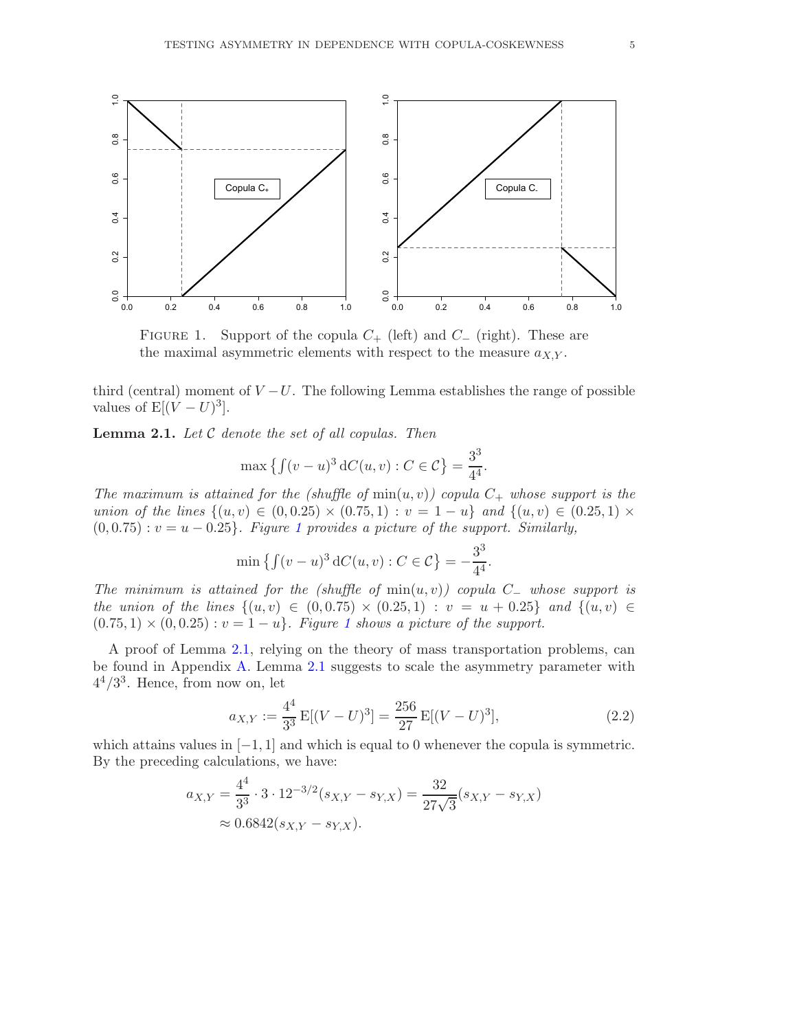FIGURE 1. Support of the copula $C_+$ (left) and $C_-$ (right). These are the maximal asymmetric elements with respect to the measure $a_{X,Y}$.

third (central) moment of $V - U$. The following Lemma establishes the range of possible values of $\mathrm{E}[(V-U)^3]$.

**Lemma 2.1.** *Let $\mathcal{C}$ denote the set of all copulas. Then*

$$\max\left\{\int (v-u)^3 \,\mathrm{d}C(u,v) : C \in \mathcal{C}\right\} = \frac{3^3}{4^4}.$$

*The maximum is attained for the (shuffle of $\min(u,v)$) copula $C_+$ whose support is the union of the lines $\{(u,v) \in (0,0.25) \times (0.75,1) : v = 1-u\}$ and $\{(u,v) \in (0.25,1) \times (0,0.75) : v = u - 0.25\}$. Figure 1 provides a picture of the support. Similarly,*

$$\min\left\{\int (v-u)^3 \,\mathrm{d}C(u,v) : C \in \mathcal{C}\right\} = -\frac{3^3}{4^4}.$$

*The minimum is attained for the (shuffle of $\min(u,v)$) copula $C_-$ whose support is the union of the lines $\{(u,v) \in (0,0.75) \times (0.25,1) : v = u + 0.25\}$ and $\{(u,v) \in (0.75,1) \times (0,0.25) : v = 1-u\}$. Figure 1 shows a picture of the support.*

A proof of Lemma 2.1, relying on the theory of mass transportation problems, can be found in Appendix A. Lemma 2.1 suggests to scale the asymmetry parameter with $4^4/3^3$. Hence, from now on, let

$$a_{X,Y} := \frac{4^4}{3^3}\,\mathrm{E}[(V-U)^3] = \frac{256}{27}\,\mathrm{E}[(V-U)^3], \tag{2.2}$$

which attains values in $[-1,1]$ and which is equal to 0 whenever the copula is symmetric. By the preceding calculations, we have:

$$\begin{aligned} a_{X,Y} &= \frac{4^4}{3^3} \cdot 3 \cdot 12^{-3/2}(s_{X,Y} - s_{Y,X}) = \frac{32}{27\sqrt{3}}(s_{X,Y} - s_{Y,X}) \\ &\approx 0.6842(s_{X,Y} - s_{Y,X}). \end{aligned}$$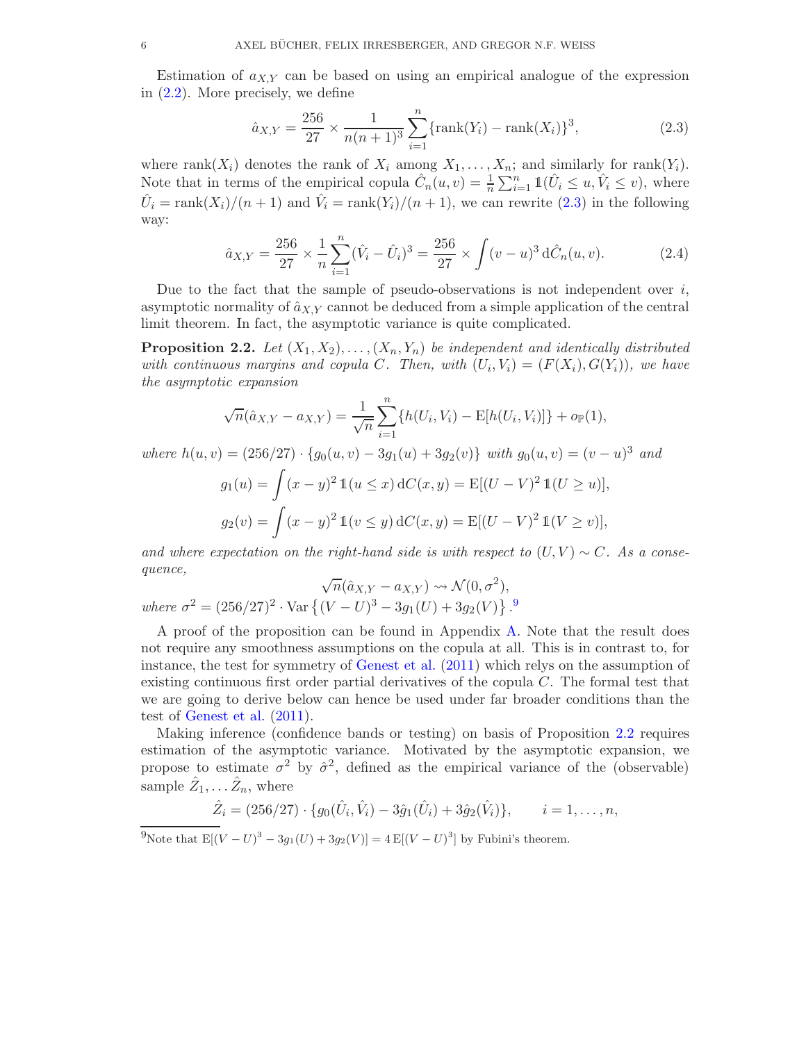Estimation of $a_{X,Y}$ can be based on using an empirical analogue of the expression in (2.2). More precisely, we define

$$\hat{a}_{X,Y} = \frac{256}{27} \times \frac{1}{n(n+1)^3} \sum_{i=1}^{n} \{\mathrm{rank}(Y_i) - \mathrm{rank}(X_i)\}^3, \tag{2.3}$$

where $\mathrm{rank}(X_i)$ denotes the rank of $X_i$ among $X_1, \ldots, X_n$; and similarly for $\mathrm{rank}(Y_i)$. Note that in terms of the empirical copula $\hat{C}_n(u,v) = \frac{1}{n}\sum_{i=1}^{n} \mathbb{1}(\hat{U}_i \le u, \hat{V}_i \le v)$, where $\hat{U}_i = \mathrm{rank}(X_i)/(n+1)$ and $\hat{V}_i = \mathrm{rank}(Y_i)/(n+1)$, we can rewrite (2.3) in the following way:

$$\hat{a}_{X,Y} = \frac{256}{27} \times \frac{1}{n}\sum_{i=1}^{n} (\hat{V}_i - \hat{U}_i)^3 = \frac{256}{27} \times \int (v-u)^3 \,\mathrm{d}\hat{C}_n(u,v). \tag{2.4}$$

Due to the fact that the sample of pseudo-observations is not independent over $i$, asymptotic normality of $\hat{a}_{X,Y}$ cannot be deduced from a simple application of the central limit theorem. In fact, the asymptotic variance is quite complicated.

**Proposition 2.2.** *Let $(X_1, X_2), \ldots, (X_n, Y_n)$ be independent and identically distributed with continuous margins and copula $C$. Then, with $(U_i, V_i) = (F(X_i), G(Y_i))$, we have the asymptotic expansion*

$$\sqrt{n}(\hat{a}_{X,Y} - a_{X,Y}) = \frac{1}{\sqrt{n}} \sum_{i=1}^{n} \{h(U_i, V_i) - \mathrm{E}[h(U_i,V_i)]\} + o_{\mathbb{P}}(1),$$

*where $h(u,v) = (256/27)\cdot\{g_0(u,v) - 3g_1(u) + 3g_2(v)\}$ with $g_0(u,v) = (v-u)^3$ and*

$$g_1(u) = \int (x-y)^2\, \mathbb{1}(u \le x)\,\mathrm{d}C(x,y) = \mathrm{E}[(U-V)^2\, \mathbb{1}(U \ge u)],$$

$$g_2(v) = \int (x-y)^2\, \mathbb{1}(v \le y)\,\mathrm{d}C(x,y) = \mathrm{E}[(U-V)^2\, \mathbb{1}(V \ge v)],$$

*and where expectation on the right-hand side is with respect to $(U,V) \sim C$. As a consequence,*

$$\sqrt{n}(\hat{a}_{X,Y} - a_{X,Y}) \rightsquigarrow \mathcal{N}(0, \sigma^2),$$

*where $\sigma^2 = (256/27)^2 \cdot \mathrm{Var}\left\{(V-U)^3 - 3g_1(U) + 3g_2(V)\right\}$.*[9]

A proof of the proposition can be found in Appendix A. Note that the result does not require any smoothness assumptions on the copula at all. This is in contrast to, for instance, the test for symmetry of Genest et al. (2011) which relys on the assumption of existing continuous first order partial derivatives of the copula $C$. The formal test that we are going to derive below can hence be used under far broader conditions than the test of Genest et al. (2011).

Making inference (confidence bands or testing) on basis of Proposition 2.2 requires estimation of the asymptotic variance. Motivated by the asymptotic expansion, we propose to estimate $\sigma^2$ by $\hat{\sigma}^2$, defined as the empirical variance of the (observable) sample $\hat{Z}_1, \ldots \hat{Z}_n$, where

$$\hat{Z}_i = (256/27)\cdot\{g_0(\hat{U}_i, \hat{V}_i) - 3\hat{g}_1(\hat{U}_i) + 3\hat{g}_2(\hat{V}_i)\}, \qquad i = 1, \ldots, n,$$

[9] Note that $\mathrm{E}[(V-U)^3 - 3g_1(U) + 3g_2(V)] = 4\,\mathrm{E}[(V-U)^3]$ by Fubini's theorem.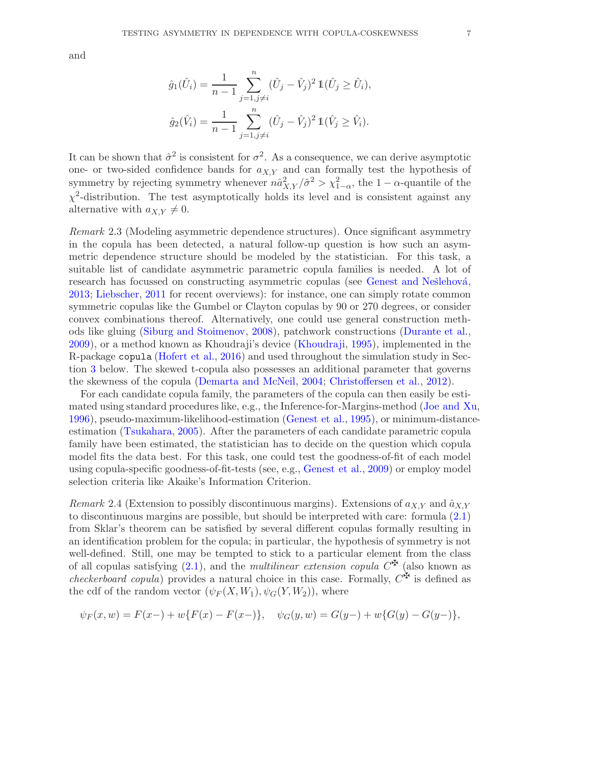and

$$\hat{g}_1(\hat{U}_i) = \frac{1}{n-1} \sum_{j=1, j \neq i}^{n} (\hat{U}_j - \hat{V}_j)^2 \, \mathbb{1}(\hat{U}_j \geq \hat{U}_i),$$

$$\hat{g}_2(\hat{V}_i) = \frac{1}{n-1} \sum_{j=1, j \neq i}^{n} (\hat{U}_j - \hat{V}_j)^2 \, \mathbb{1}(\hat{V}_j \geq \hat{V}_i).$$

It can be shown that $\hat{\sigma}^2$ is consistent for $\sigma^2$. As a consequence, we can derive asymptotic one- or two-sided confidence bands for $a_{X,Y}$ and can formally test the hypothesis of symmetry by rejecting symmetry whenever $n\hat{a}_{X,Y}^2/\hat{\sigma}^2 > \chi^2_{1-\alpha}$, the $1-\alpha$-quantile of the $\chi^2$-distribution. The test asymptotically holds its level and is consistent against any alternative with $a_{X,Y} \neq 0$.

*Remark* 2.3 (Modeling asymmetric dependence structures). Once significant asymmetry in the copula has been detected, a natural follow-up question is how such an asymmetric dependence structure should be modeled by the statistician. For this task, a suitable list of candidate asymmetric parametric copula families is needed. A lot of research has focussed on constructing asymmetric copulas (see Genest and Nešlehová, 2013; Liebscher, 2011 for recent overviews): for instance, one can simply rotate common symmetric copulas like the Gumbel or Clayton copulas by 90 or 270 degrees, or consider convex combinations thereof. Alternatively, one could use general construction methods like gluing (Siburg and Stoimenov, 2008), patchwork constructions (Durante et al., 2009), or a method known as Khoudraji's device (Khoudraji, 1995), implemented in the R-package `copula` (Hofert et al., 2016) and used throughout the simulation study in Section 3 below. The skewed t-copula also possesses an additional parameter that governs the skewness of the copula (Demarta and McNeil, 2004; Christoffersen et al., 2012).

For each candidate copula family, the parameters of the copula can then easily be estimated using standard procedures like, e.g., the Inference-for-Margins-method (Joe and Xu, 1996), pseudo-maximum-likelihood-estimation (Genest et al., 1995), or minimum-distance-estimation (Tsukahara, 2005). After the parameters of each candidate parametric copula family have been estimated, the statistician has to decide on the question which copula model fits the data best. For this task, one could test the goodness-of-fit of each model using copula-specific goodness-of-fit-tests (see, e.g., Genest et al., 2009) or employ model selection criteria like Akaike's Information Criterion.

*Remark* 2.4 (Extension to possibly discontinuous margins). Extensions of $a_{X,Y}$ and $\hat{a}_{X,Y}$ to discontinuous margins are possible, but should be interpreted with care: formula (2.1) from Sklar's theorem can be satisfied by several different copulas formally resulting in an identification problem for the copula; in particular, the hypothesis of symmetry is not well-defined. Still, one may be tempted to stick to a particular element from the class of all copulas satisfying (2.1), and the *multilinear extension copula* $C^{\maltese}$ (also known as *checkerboard copula*) provides a natural choice in this case. Formally, $C^{\maltese}$ is defined as the cdf of the random vector $(\psi_F(X, W_1), \psi_G(Y, W_2))$, where

$$\psi_F(x, w) = F(x-) + w\{F(x) - F(x-)\}, \quad \psi_G(y, w) = G(y-) + w\{G(y) - G(y-)\},$$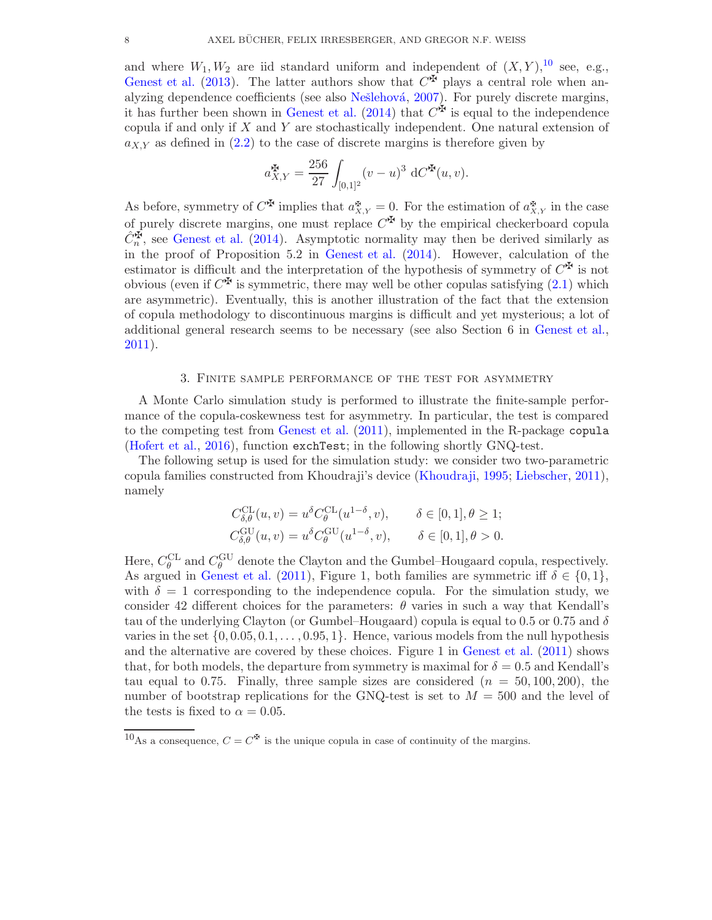and where $W_1, W_2$ are iid standard uniform and independent of $(X, Y)$,[10] see, e.g., Genest et al. (2013). The latter authors show that $C^{\maltese}$ plays a central role when analyzing dependence coefficients (see also Nešlehová, 2007). For purely discrete margins, it has further been shown in Genest et al. (2014) that $C^{\maltese}$ is equal to the independence copula if and only if $X$ and $Y$ are stochastically independent. One natural extension of $a_{X,Y}$ as defined in (2.2) to the case of discrete margins is therefore given by

$$a_{X,Y}^{\maltese} = \frac{256}{27} \int_{[0,1]^2} (v-u)^3 \, \mathrm{d}C^{\maltese}(u,v).$$

As before, symmetry of $C^{\maltese}$ implies that $a_{X,Y}^{\maltese} = 0$. For the estimation of $a_{X,Y}^{\maltese}$ in the case of purely discrete margins, one must replace $C^{\maltese}$ by the empirical checkerboard copula $\hat{C}_n^{\maltese}$, see Genest et al. (2014). Asymptotic normality may then be derived similarly as in the proof of Proposition 5.2 in Genest et al. (2014). However, calculation of the estimator is difficult and the interpretation of the hypothesis of symmetry of $C^{\maltese}$ is not obvious (even if $C^{\maltese}$ is symmetric, there may well be other copulas satisfying (2.1) which are asymmetric). Eventually, this is another illustration of the fact that the extension of copula methodology to discontinuous margins is difficult and yet mysterious; a lot of additional general research seems to be necessary (see also Section 6 in Genest et al., 2011).

## 3. Finite sample performance of the test for asymmetry

A Monte Carlo simulation study is performed to illustrate the finite-sample performance of the copula-coskewness test for asymmetry. In particular, the test is compared to the competing test from Genest et al. (2011), implemented in the R-package `copula` (Hofert et al., 2016), function `exchTest`; in the following shortly GNQ-test.

The following setup is used for the simulation study: we consider two two-parametric copula families constructed from Khoudraji's device (Khoudraji, 1995; Liebscher, 2011), namely

$$C_{\delta,\theta}^{\mathrm{CL}}(u,v) = u^{\delta} C_{\theta}^{\mathrm{CL}}(u^{1-\delta}, v), \qquad \delta \in [0,1], \theta \geq 1;$$
$$C_{\delta,\theta}^{\mathrm{GU}}(u,v) = u^{\delta} C_{\theta}^{\mathrm{GU}}(u^{1-\delta}, v), \qquad \delta \in [0,1], \theta > 0.$$

Here, $C_{\theta}^{\mathrm{CL}}$ and $C_{\theta}^{\mathrm{GU}}$ denote the Clayton and the Gumbel–Hougaard copula, respectively. As argued in Genest et al. (2011), Figure 1, both families are symmetric iff $\delta \in \{0, 1\}$, with $\delta = 1$ corresponding to the independence copula. For the simulation study, we consider 42 different choices for the parameters: $\theta$ varies in such a way that Kendall's tau of the underlying Clayton (or Gumbel–Hougaard) copula is equal to 0.5 or 0.75 and $\delta$ varies in the set $\{0, 0.05, 0.1, \ldots, 0.95, 1\}$. Hence, various models from the null hypothesis and the alternative are covered by these choices. Figure 1 in Genest et al. (2011) shows that, for both models, the departure from symmetry is maximal for $\delta = 0.5$ and Kendall's tau equal to 0.75. Finally, three sample sizes are considered ($n = 50, 100, 200$), the number of bootstrap replications for the GNQ-test is set to $M = 500$ and the level of the tests is fixed to $\alpha = 0.05$.

[10] As a consequence, $C = C^{\maltese}$ is the unique copula in case of continuity of the margins.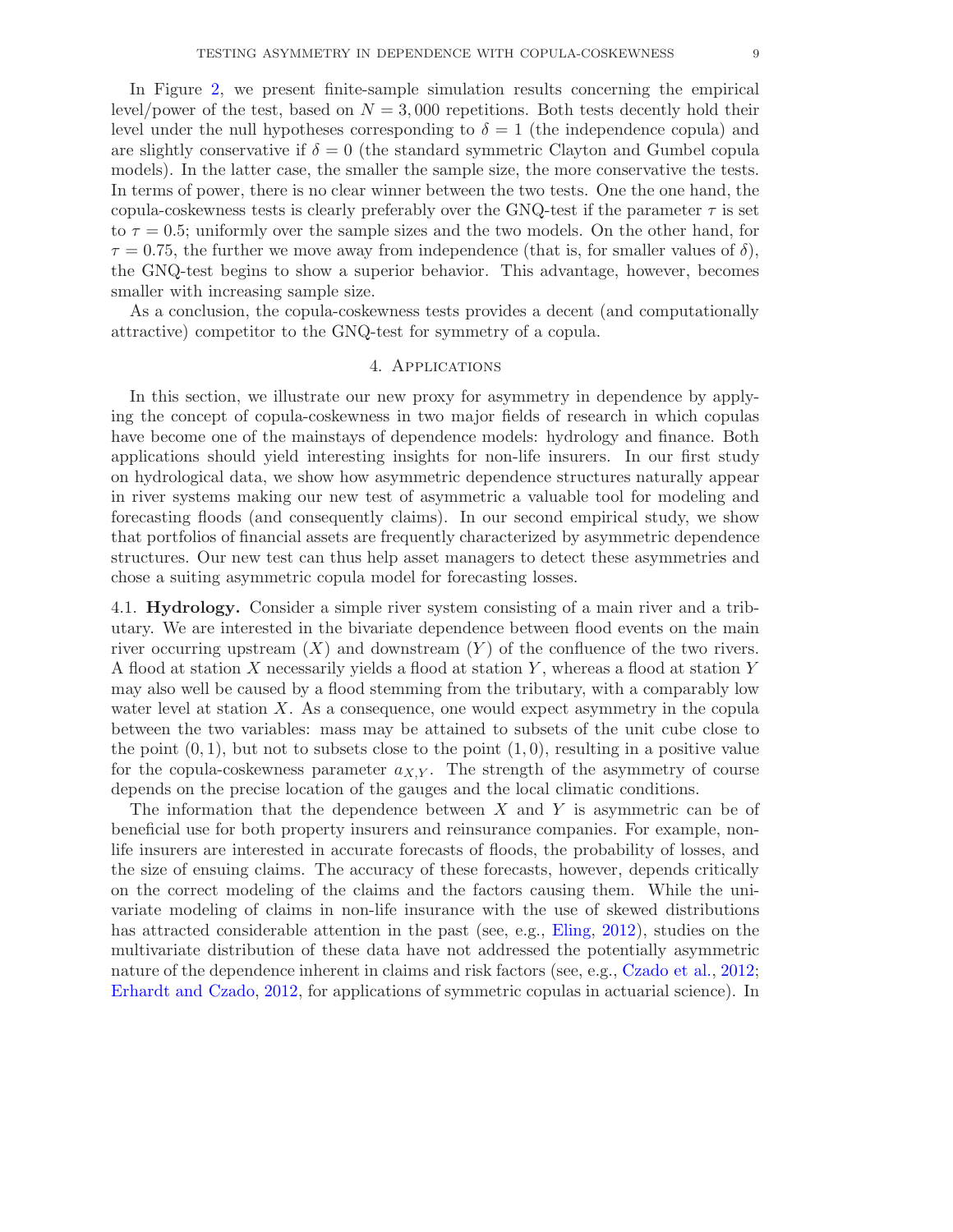In Figure 2, we present finite-sample simulation results concerning the empirical level/power of the test, based on $N = 3,000$ repetitions. Both tests decently hold their level under the null hypotheses corresponding to $\delta = 1$ (the independence copula) and are slightly conservative if $\delta = 0$ (the standard symmetric Clayton and Gumbel copula models). In the latter case, the smaller the sample size, the more conservative the tests. In terms of power, there is no clear winner between the two tests. One the one hand, the copula-coskewness tests is clearly preferably over the GNQ-test if the parameter $\tau$ is set to $\tau = 0.5$; uniformly over the sample sizes and the two models. On the other hand, for $\tau = 0.75$, the further we move away from independence (that is, for smaller values of $\delta$), the GNQ-test begins to show a superior behavior. This advantage, however, becomes smaller with increasing sample size.

As a conclusion, the copula-coskewness tests provides a decent (and computationally attractive) competitor to the GNQ-test for symmetry of a copula.

## 4. Applications

In this section, we illustrate our new proxy for asymmetry in dependence by applying the concept of copula-coskewness in two major fields of research in which copulas have become one of the mainstays of dependence models: hydrology and finance. Both applications should yield interesting insights for non-life insurers. In our first study on hydrological data, we show how asymmetric dependence structures naturally appear in river systems making our new test of asymmetric a valuable tool for modeling and forecasting floods (and consequently claims). In our second empirical study, we show that portfolios of financial assets are frequently characterized by asymmetric dependence structures. Our new test can thus help asset managers to detect these asymmetries and chose a suiting asymmetric copula model for forecasting losses.

4.1. **Hydrology.** Consider a simple river system consisting of a main river and a tributary. We are interested in the bivariate dependence between flood events on the main river occurring upstream ($X$) and downstream ($Y$) of the confluence of the two rivers. A flood at station $X$ necessarily yields a flood at station $Y$, whereas a flood at station $Y$ may also well be caused by a flood stemming from the tributary, with a comparably low water level at station $X$. As a consequence, one would expect asymmetry in the copula between the two variables: mass may be attained to subsets of the unit cube close to the point $(0, 1)$, but not to subsets close to the point $(1, 0)$, resulting in a positive value for the copula-coskewness parameter $a_{X,Y}$. The strength of the asymmetry of course depends on the precise location of the gauges and the local climatic conditions.

The information that the dependence between $X$ and $Y$ is asymmetric can be of beneficial use for both property insurers and reinsurance companies. For example, non-life insurers are interested in accurate forecasts of floods, the probability of losses, and the size of ensuing claims. The accuracy of these forecasts, however, depends critically on the correct modeling of the claims and the factors causing them. While the univariate modeling of claims in non-life insurance with the use of skewed distributions has attracted considerable attention in the past (see, e.g., Eling, 2012), studies on the multivariate distribution of these data have not addressed the potentially asymmetric nature of the dependence inherent in claims and risk factors (see, e.g., Czado et al., 2012; Erhardt and Czado, 2012, for applications of symmetric copulas in actuarial science). In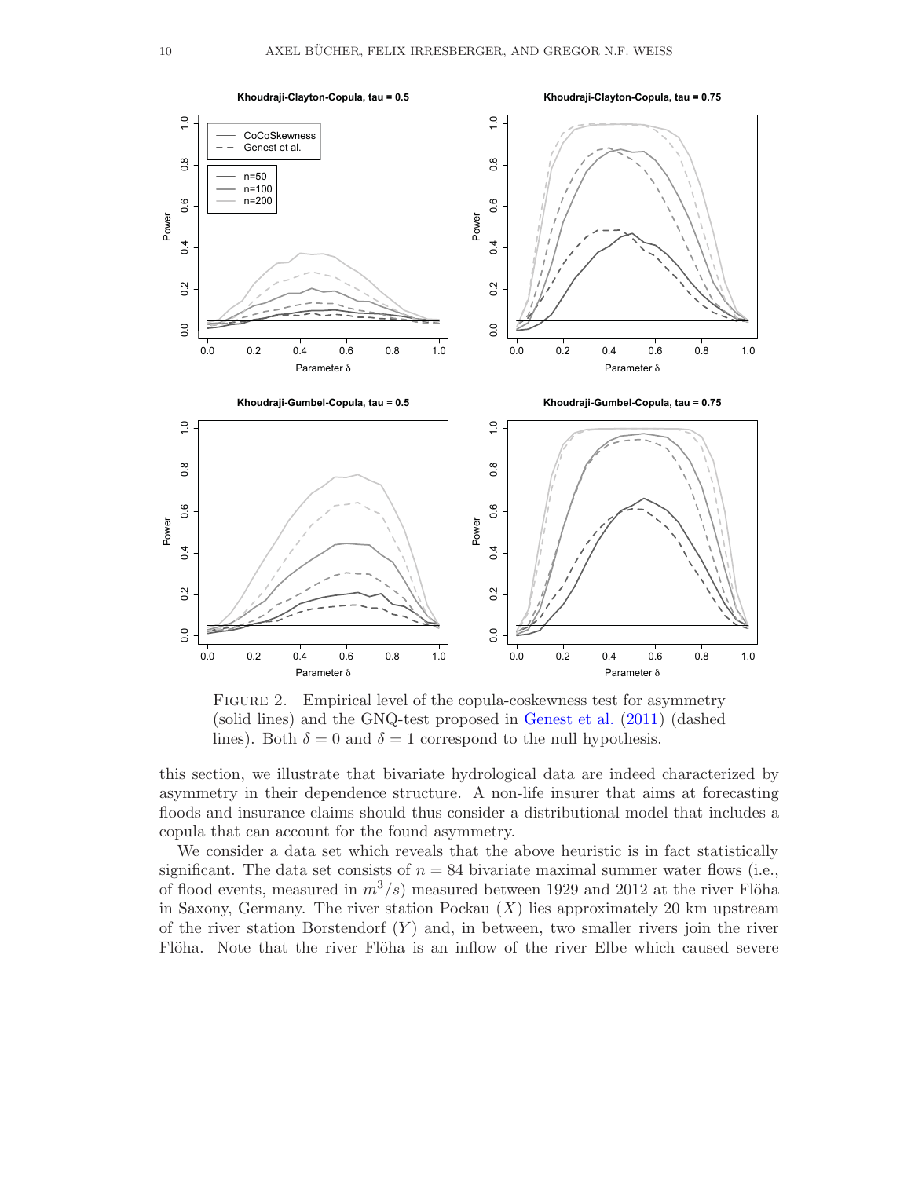Figure 2. Empirical level of the copula-coskewness test for asymmetry (solid lines) and the GNQ-test proposed in Genest et al. (2011) (dashed lines). Both $\delta = 0$ and $\delta = 1$ correspond to the null hypothesis.

this section, we illustrate that bivariate hydrological data are indeed characterized by asymmetry in their dependence structure. A non-life insurer that aims at forecasting floods and insurance claims should thus consider a distributional model that includes a copula that can account for the found asymmetry.

We consider a data set which reveals that the above heuristic is in fact statistically significant. The data set consists of $n = 84$ bivariate maximal summer water flows (i.e., of flood events, measured in $m^3/s$) measured between 1929 and 2012 at the river Flöha in Saxony, Germany. The river station Pockau ($X$) lies approximately 20 km upstream of the river station Borstendorf ($Y$) and, in between, two smaller rivers join the river Flöha. Note that the river Flöha is an inflow of the river Elbe which caused severe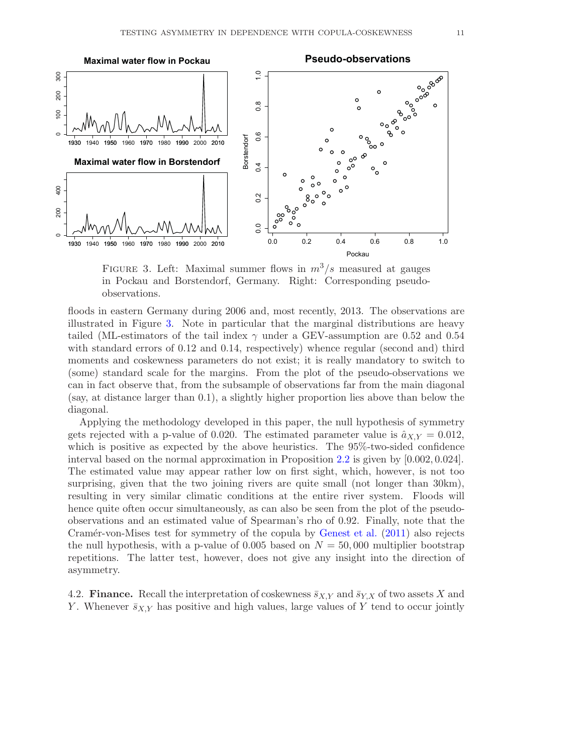FIGURE 3. Left: Maximal summer flows in $m^3/s$ measured at gauges in Pockau and Borstendorf, Germany. Right: Corresponding pseudo-observations.

floods in eastern Germany during 2006 and, most recently, 2013. The observations are illustrated in Figure 3. Note in particular that the marginal distributions are heavy tailed (ML-estimators of the tail index $\gamma$ under a GEV-assumption are 0.52 and 0.54 with standard errors of 0.12 and 0.14, respectively) whence regular (second and) third moments and coskewness parameters do not exist; it is really mandatory to switch to (some) standard scale for the margins. From the plot of the pseudo-observations we can in fact observe that, from the subsample of observations far from the main diagonal (say, at distance larger than 0.1), a slightly higher proportion lies above than below the diagonal.

Applying the methodology developed in this paper, the null hypothesis of symmetry gets rejected with a p-value of 0.020. The estimated parameter value is $\hat{a}_{X,Y} = 0.012$, which is positive as expected by the above heuristics. The 95%-two-sided confidence interval based on the normal approximation in Proposition 2.2 is given by $[0.002, 0.024]$. The estimated value may appear rather low on first sight, which, however, is not too surprising, given that the two joining rivers are quite small (not longer than 30km), resulting in very similar climatic conditions at the entire river system. Floods will hence quite often occur simultaneously, as can also be seen from the plot of the pseudo-observations and an estimated value of Spearman's rho of 0.92. Finally, note that the Cramér-von-Mises test for symmetry of the copula by Genest et al. (2011) also rejects the null hypothesis, with a p-value of 0.005 based on $N = 50,000$ multiplier bootstrap repetitions. The latter test, however, does not give any insight into the direction of asymmetry.

4.2. **Finance.** Recall the interpretation of coskewness $\bar{s}_{X,Y}$ and $\bar{s}_{Y,X}$ of two assets $X$ and $Y$. Whenever $\bar{s}_{X,Y}$ has positive and high values, large values of $Y$ tend to occur jointly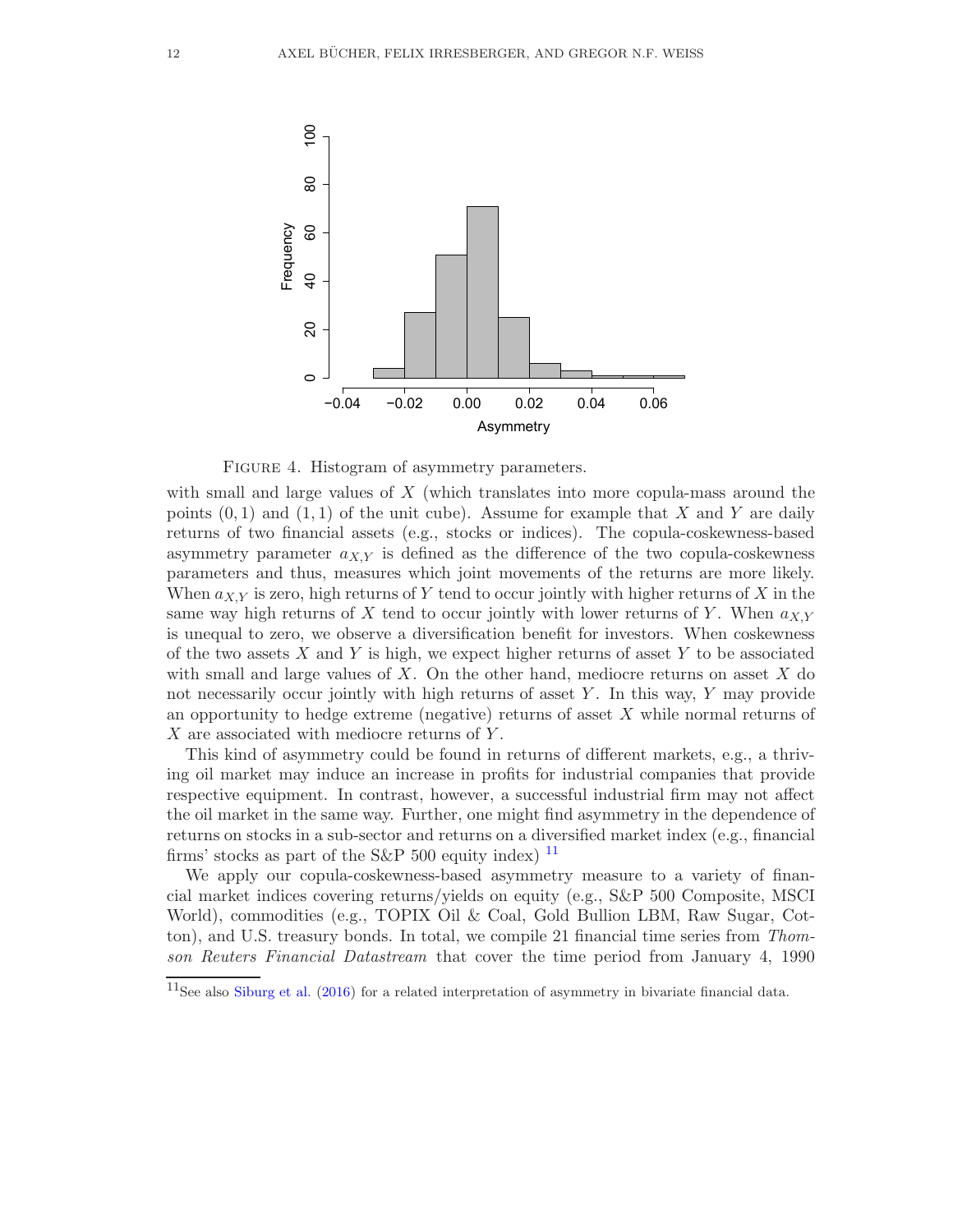FIGURE 4. Histogram of asymmetry parameters.

with small and large values of $X$ (which translates into more copula-mass around the points $(0, 1)$ and $(1, 1)$ of the unit cube). Assume for example that $X$ and $Y$ are daily returns of two financial assets (e.g., stocks or indices). The copula-coskewness-based asymmetry parameter $a_{X,Y}$ is defined as the difference of the two copula-coskewness parameters and thus, measures which joint movements of the returns are more likely. When $a_{X,Y}$ is zero, high returns of $Y$ tend to occur jointly with higher returns of $X$ in the same way high returns of $X$ tend to occur jointly with lower returns of $Y$. When $a_{X,Y}$ is unequal to zero, we observe a diversification benefit for investors. When coskewness of the two assets $X$ and $Y$ is high, we expect higher returns of asset $Y$ to be associated with small and large values of $X$. On the other hand, mediocre returns on asset $X$ do not necessarily occur jointly with high returns of asset $Y$. In this way, $Y$ may provide an opportunity to hedge extreme (negative) returns of asset $X$ while normal returns of $X$ are associated with mediocre returns of $Y$.

This kind of asymmetry could be found in returns of different markets, e.g., a thriving oil market may induce an increase in profits for industrial companies that provide respective equipment. In contrast, however, a successful industrial firm may not affect the oil market in the same way. Further, one might find asymmetry in the dependence of returns on stocks in a sub-sector and returns on a diversified market index (e.g., financial firms' stocks as part of the S&P 500 equity index) [11]

We apply our copula-coskewness-based asymmetry measure to a variety of financial market indices covering returns/yields on equity (e.g., S&P 500 Composite, MSCI World), commodities (e.g., TOPIX Oil & Coal, Gold Bullion LBM, Raw Sugar, Cotton), and U.S. treasury bonds. In total, we compile 21 financial time series from *Thomson Reuters Financial Datastream* that cover the time period from January 4, 1990

[11] See also Siburg et al. (2016) for a related interpretation of asymmetry in bivariate financial data.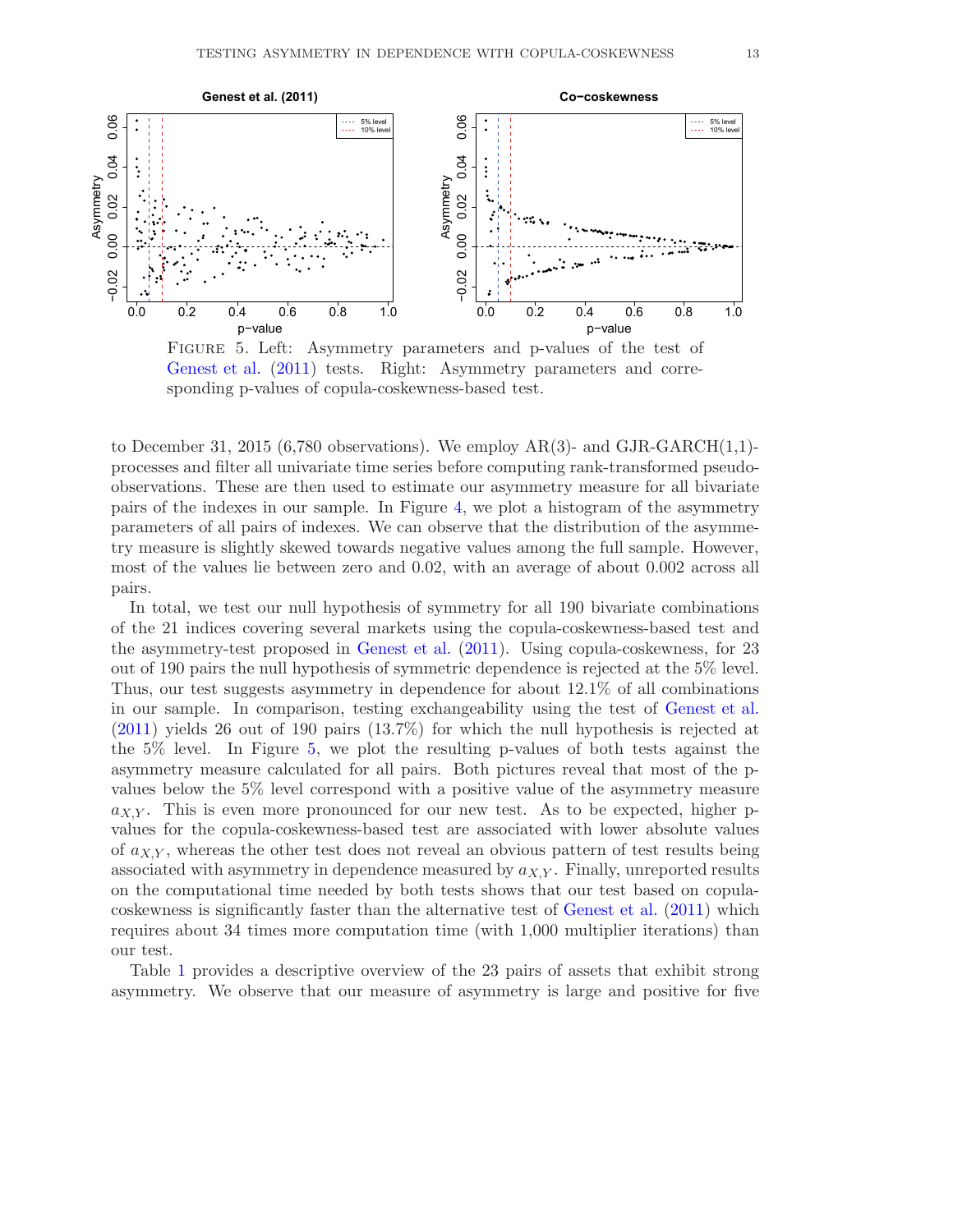FIGURE 5. Left: Asymmetry parameters and p-values of the test of Genest et al. (2011) tests. Right: Asymmetry parameters and corresponding p-values of copula-coskewness-based test.

to December 31, 2015 (6,780 observations). We employ AR(3)- and GJR-GARCH(1,1)-processes and filter all univariate time series before computing rank-transformed pseudo-observations. These are then used to estimate our asymmetry measure for all bivariate pairs of the indexes in our sample. In Figure 4, we plot a histogram of the asymmetry parameters of all pairs of indexes. We can observe that the distribution of the asymmetry measure is slightly skewed towards negative values among the full sample. However, most of the values lie between zero and 0.02, with an average of about 0.002 across all pairs.

In total, we test our null hypothesis of symmetry for all 190 bivariate combinations of the 21 indices covering several markets using the copula-coskewness-based test and the asymmetry-test proposed in Genest et al. (2011). Using copula-coskewness, for 23 out of 190 pairs the null hypothesis of symmetric dependence is rejected at the 5% level. Thus, our test suggests asymmetry in dependence for about 12.1% of all combinations in our sample. In comparison, testing exchangeability using the test of Genest et al. (2011) yields 26 out of 190 pairs (13.7%) for which the null hypothesis is rejected at the 5% level. In Figure 5, we plot the resulting p-values of both tests against the asymmetry measure calculated for all pairs. Both pictures reveal that most of the p-values below the 5% level correspond with a positive value of the asymmetry measure $a_{X,Y}$. This is even more pronounced for our new test. As to be expected, higher p-values for the copula-coskewness-based test are associated with lower absolute values of $a_{X,Y}$, whereas the other test does not reveal an obvious pattern of test results being associated with asymmetry in dependence measured by $a_{X,Y}$. Finally, unreported results on the computational time needed by both tests shows that our test based on copula-coskewness is significantly faster than the alternative test of Genest et al. (2011) which requires about 34 times more computation time (with 1,000 multiplier iterations) than our test.

Table 1 provides a descriptive overview of the 23 pairs of assets that exhibit strong asymmetry. We observe that our measure of asymmetry is large and positive for five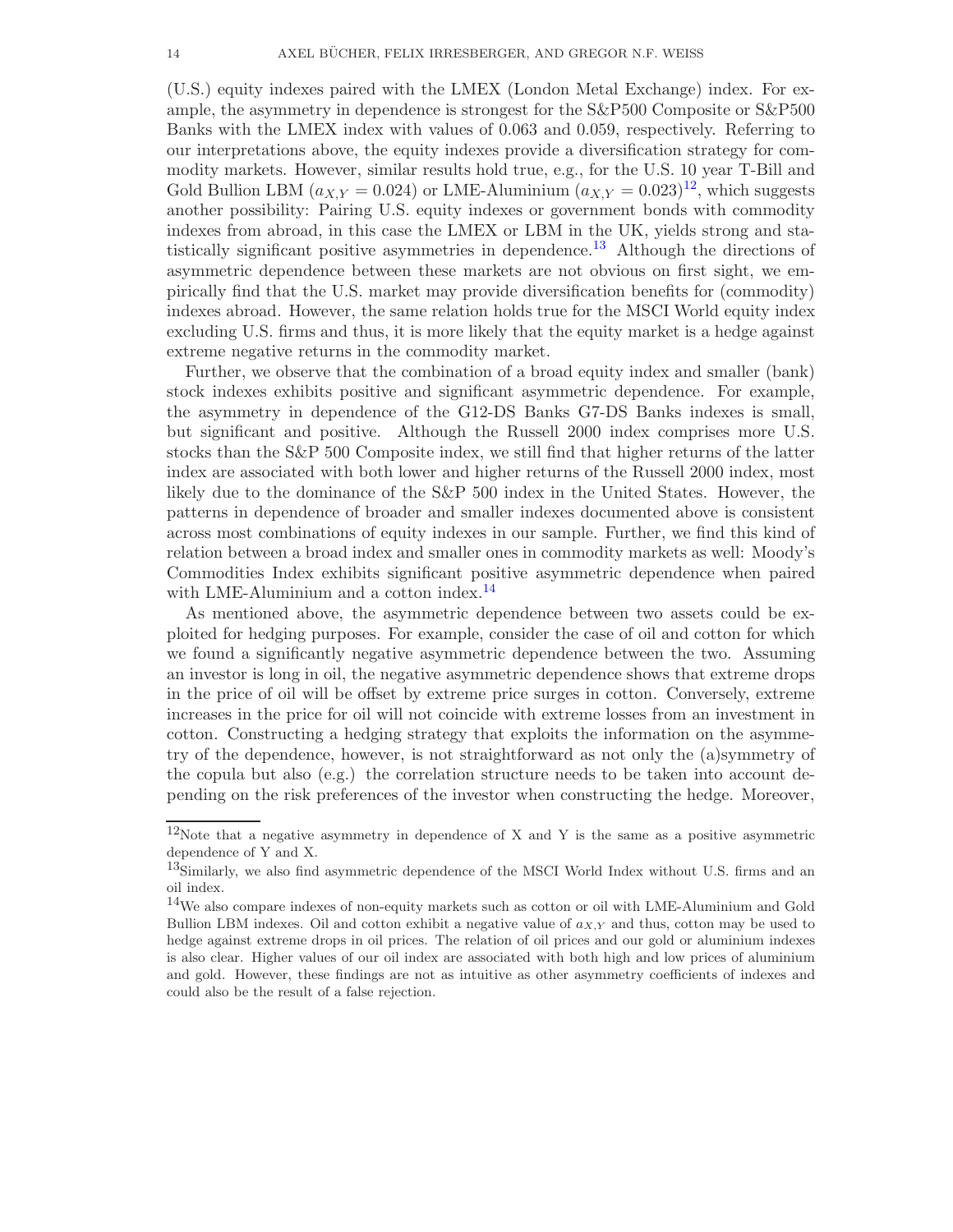(U.S.) equity indexes paired with the LMEX (London Metal Exchange) index. For example, the asymmetry in dependence is strongest for the S&P500 Composite or S&P500 Banks with the LMEX index with values of 0.063 and 0.059, respectively. Referring to our interpretations above, the equity indexes provide a diversification strategy for commodity markets. However, similar results hold true, e.g., for the U.S. 10 year T-Bill and Gold Bullion LBM ($a_{X,Y} = 0.024$) or LME-Aluminium ($a_{X,Y} = 0.023$)[12], which suggests another possibility: Pairing U.S. equity indexes or government bonds with commodity indexes from abroad, in this case the LMEX or LBM in the UK, yields strong and statistically significant positive asymmetries in dependence.[13] Although the directions of asymmetric dependence between these markets are not obvious on first sight, we empirically find that the U.S. market may provide diversification benefits for (commodity) indexes abroad. However, the same relation holds true for the MSCI World equity index excluding U.S. firms and thus, it is more likely that the equity market is a hedge against extreme negative returns in the commodity market.

Further, we observe that the combination of a broad equity index and smaller (bank) stock indexes exhibits positive and significant asymmetric dependence. For example, the asymmetry in dependence of the G12-DS Banks G7-DS Banks indexes is small, but significant and positive. Although the Russell 2000 index comprises more U.S. stocks than the S&P 500 Composite index, we still find that higher returns of the latter index are associated with both lower and higher returns of the Russell 2000 index, most likely due to the dominance of the S&P 500 index in the United States. However, the patterns in dependence of broader and smaller indexes documented above is consistent across most combinations of equity indexes in our sample. Further, we find this kind of relation between a broad index and smaller ones in commodity markets as well: Moody's Commodities Index exhibits significant positive asymmetric dependence when paired with LME-Aluminium and a cotton index.[14]

As mentioned above, the asymmetric dependence between two assets could be exploited for hedging purposes. For example, consider the case of oil and cotton for which we found a significantly negative asymmetric dependence between the two. Assuming an investor is long in oil, the negative asymmetric dependence shows that extreme drops in the price of oil will be offset by extreme price surges in cotton. Conversely, extreme increases in the price for oil will not coincide with extreme losses from an investment in cotton. Constructing a hedging strategy that exploits the information on the asymmetry of the dependence, however, is not straightforward as not only the (a)symmetry of the copula but also (e.g.) the correlation structure needs to be taken into account depending on the risk preferences of the investor when constructing the hedge. Moreover,

[12]Note that a negative asymmetry in dependence of X and Y is the same as a positive asymmetric dependence of Y and X.

[13]Similarly, we also find asymmetric dependence of the MSCI World Index without U.S. firms and an oil index.

[14]We also compare indexes of non-equity markets such as cotton or oil with LME-Aluminium and Gold Bullion LBM indexes. Oil and cotton exhibit a negative value of $a_{X,Y}$ and thus, cotton may be used to hedge against extreme drops in oil prices. The relation of oil prices and our gold or aluminium indexes is also clear. Higher values of our oil index are associated with both high and low prices of aluminium and gold. However, these findings are not as intuitive as other asymmetry coefficients of indexes and could also be the result of a false rejection.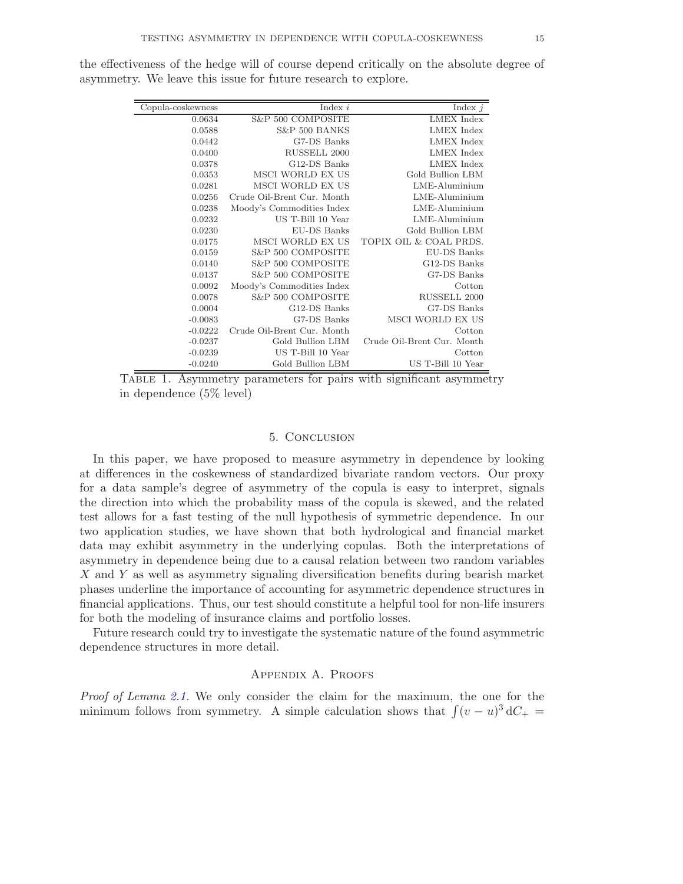the effectiveness of the hedge will of course depend critically on the absolute degree of asymmetry. We leave this issue for future research to explore.

| Copula-coskewness | Index $i$ | Index $j$ |
|---:|---:|---:|
| 0.0634 | S&P 500 COMPOSITE | LMEX Index |
| 0.0588 | S&P 500 BANKS | LMEX Index |
| 0.0442 | G7-DS Banks | LMEX Index |
| 0.0400 | RUSSELL 2000 | LMEX Index |
| 0.0378 | G12-DS Banks | LMEX Index |
| 0.0353 | MSCI WORLD EX US | Gold Bullion LBM |
| 0.0281 | MSCI WORLD EX US | LME-Aluminium |
| 0.0256 | Crude Oil-Brent Cur. Month | LME-Aluminium |
| 0.0238 | Moody's Commodities Index | LME-Aluminium |
| 0.0232 | US T-Bill 10 Year | LME-Aluminium |
| 0.0230 | EU-DS Banks | Gold Bullion LBM |
| 0.0175 | MSCI WORLD EX US | TOPIX OIL & COAL PRDS. |
| 0.0159 | S&P 500 COMPOSITE | EU-DS Banks |
| 0.0140 | S&P 500 COMPOSITE | G12-DS Banks |
| 0.0137 | S&P 500 COMPOSITE | G7-DS Banks |
| 0.0092 | Moody's Commodities Index | Cotton |
| 0.0078 | S&P 500 COMPOSITE | RUSSELL 2000 |
| 0.0004 | G12-DS Banks | G7-DS Banks |
| -0.0083 | G7-DS Banks | MSCI WORLD EX US |
| -0.0222 | Crude Oil-Brent Cur. Month | Cotton |
| -0.0237 | Gold Bullion LBM | Crude Oil-Brent Cur. Month |
| -0.0239 | US T-Bill 10 Year | Cotton |
| -0.0240 | Gold Bullion LBM | US T-Bill 10 Year |

Table 1. Asymmetry parameters for pairs with significant asymmetry in dependence (5% level)

## 5. Conclusion

In this paper, we have proposed to measure asymmetry in dependence by looking at differences in the coskewness of standardized bivariate random vectors. Our proxy for a data sample's degree of asymmetry of the copula is easy to interpret, signals the direction into which the probability mass of the copula is skewed, and the related test allows for a fast testing of the null hypothesis of symmetric dependence. In our two application studies, we have shown that both hydrological and financial market data may exhibit asymmetry in the underlying copulas. Both the interpretations of asymmetry in dependence being due to a causal relation between two random variables $X$ and $Y$ as well as asymmetry signaling diversification benefits during bearish market phases underline the importance of accounting for asymmetric dependence structures in financial applications. Thus, our test should constitute a helpful tool for non-life insurers for both the modeling of insurance claims and portfolio losses.

Future research could try to investigate the systematic nature of the found asymmetric dependence structures in more detail.

## Appendix A. Proofs

*Proof of Lemma 2.1.* We only consider the claim for the maximum, the one for the minimum follows from symmetry. A simple calculation shows that $\int (v-u)^3 \, \mathrm{d}C_+ =$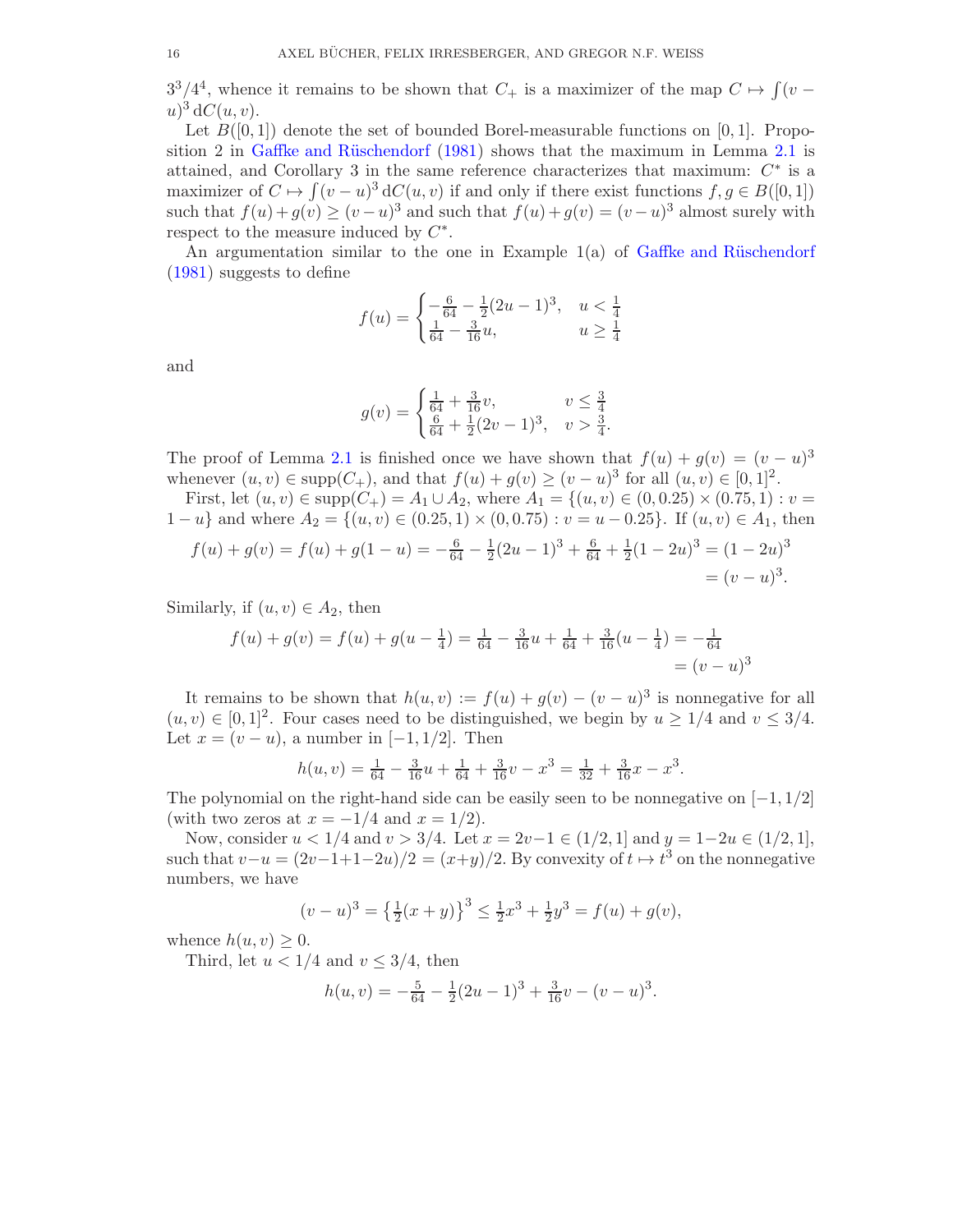$3^3/4^4$, whence it remains to be shown that $C_+$ is a maximizer of the map $C \mapsto \int (v-u)^3 \, \mathrm{d}C(u,v)$.

Let $B([0,1])$ denote the set of bounded Borel-measurable functions on $[0,1]$. Proposition 2 in Gaffke and Rüschendorf (1981) shows that the maximum in Lemma 2.1 is attained, and Corollary 3 in the same reference characterizes that maximum: $C^*$ is a maximizer of $C \mapsto \int (v-u)^3 \, \mathrm{d}C(u,v)$ if and only if there exist functions $f, g \in B([0,1])$ such that $f(u)+g(v) \geq (v-u)^3$ and such that $f(u)+g(v) = (v-u)^3$ almost surely with respect to the measure induced by $C^*$.

An argumentation similar to the one in Example 1(a) of Gaffke and Rüschendorf (1981) suggests to define

$$f(u) = \begin{cases} -\frac{6}{64} - \frac{1}{2}(2u-1)^3, & u < \frac{1}{4} \\ \frac{1}{64} - \frac{3}{16}u, & u \geq \frac{1}{4} \end{cases}$$

and

$$g(v) = \begin{cases} \frac{1}{64} + \frac{3}{16}v, & v \leq \frac{3}{4} \\ \frac{6}{64} + \frac{1}{2}(2v-1)^3, & v > \frac{3}{4}. \end{cases}$$

The proof of Lemma 2.1 is finished once we have shown that $f(u)+g(v) = (v-u)^3$ whenever $(u,v) \in \operatorname{supp}(C_+)$, and that $f(u)+g(v) \geq (v-u)^3$ for all $(u,v) \in [0,1]^2$.

First, let $(u,v) \in \operatorname{supp}(C_+) = A_1 \cup A_2$, where $A_1 = \{(u,v) \in (0,0.25) \times (0.75,1) : v = 1-u\}$ and where $A_2 = \{(u,v) \in (0.25,1) \times (0,0.75) : v = u - 0.25\}$. If $(u,v) \in A_1$, then

$$f(u)+g(v) = f(u)+g(1-u) = -\tfrac{6}{64} - \tfrac{1}{2}(2u-1)^3 + \tfrac{6}{64} + \tfrac{1}{2}(1-2u)^3 = (1-2u)^3 = (v-u)^3.$$

Similarly, if $(u,v) \in A_2$, then

$$f(u)+g(v) = f(u)+g(u-\tfrac{1}{4}) = \tfrac{1}{64} - \tfrac{3}{16}u + \tfrac{1}{64} + \tfrac{3}{16}(u-\tfrac{1}{4}) = -\tfrac{1}{64} = (v-u)^3$$

It remains to be shown that $h(u,v) := f(u)+g(v)-(v-u)^3$ is nonnegative for all $(u,v) \in [0,1]^2$. Four cases need to be distinguished, we begin by $u \geq 1/4$ and $v \leq 3/4$. Let $x = (v-u)$, a number in $[-1, 1/2]$. Then

$$h(u,v) = \tfrac{1}{64} - \tfrac{3}{16}u + \tfrac{1}{64} + \tfrac{3}{16}v - x^3 = \tfrac{1}{32} + \tfrac{3}{16}x - x^3.$$

The polynomial on the right-hand side can be easily seen to be nonnegative on $[-1, 1/2]$ (with two zeros at $x = -1/4$ and $x = 1/2$).

Now, consider $u < 1/4$ and $v > 3/4$. Let $x = 2v-1 \in (1/2, 1]$ and $y = 1-2u \in (1/2, 1]$, such that $v-u = (2v-1+1-2u)/2 = (x+y)/2$. By convexity of $t \mapsto t^3$ on the nonnegative numbers, we have

$$(v-u)^3 = \left\{\tfrac{1}{2}(x+y)\right\}^3 \leq \tfrac{1}{2}x^3 + \tfrac{1}{2}y^3 = f(u)+g(v),$$

whence $h(u,v) \geq 0$.

Third, let $u < 1/4$ and $v \leq 3/4$, then

$$h(u,v) = -\tfrac{5}{64} - \tfrac{1}{2}(2u-1)^3 + \tfrac{3}{16}v - (v-u)^3.$$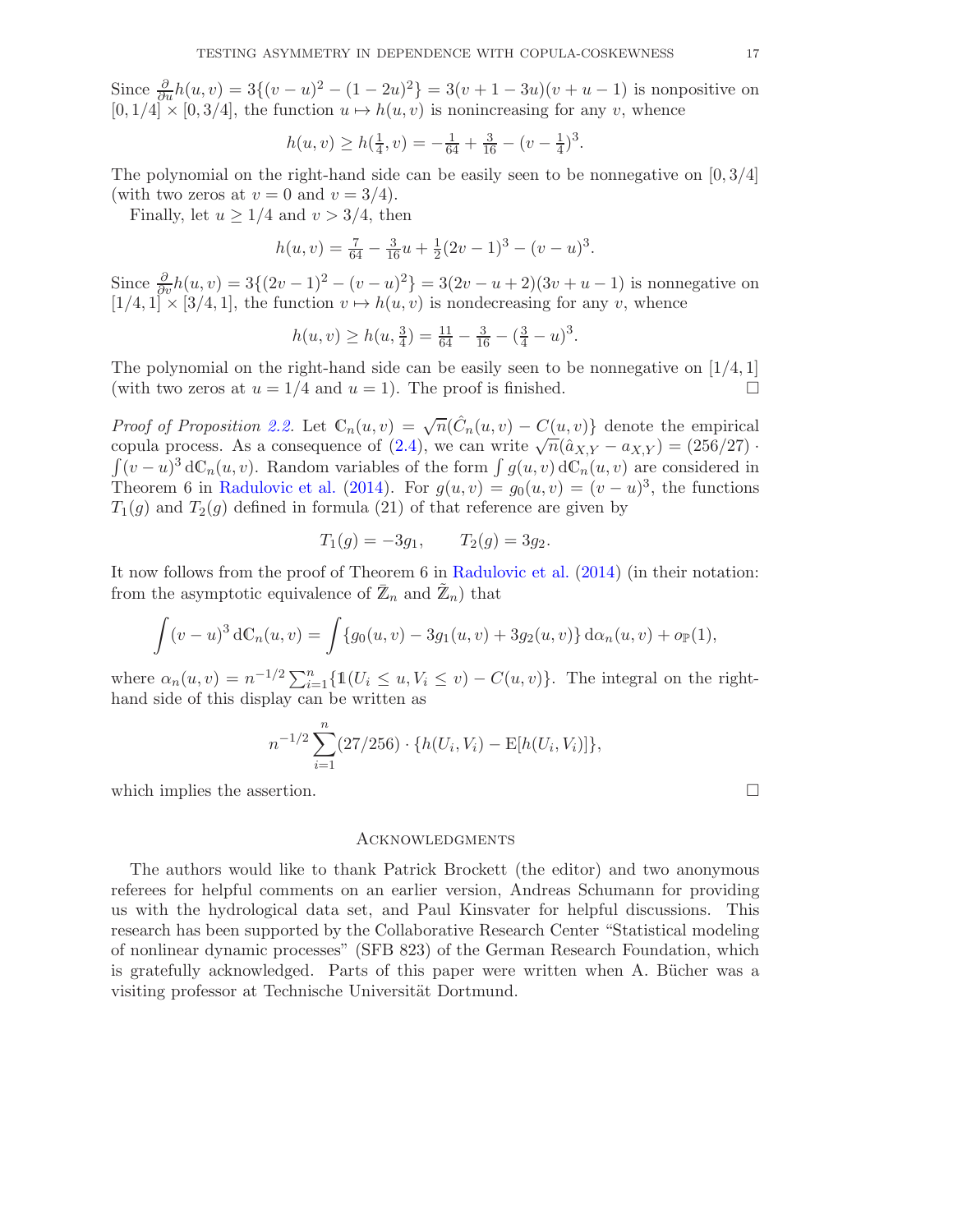Since $\frac{\partial}{\partial u}h(u,v) = 3\{(v-u)^2 - (1-2u)^2\} = 3(v+1-3u)(v+u-1)$ is nonpositive on $[0,1/4] \times [0,3/4]$, the function $u \mapsto h(u,v)$ is nonincreasing for any $v$, whence

$$h(u,v) \geq h(\tfrac{1}{4}, v) = -\tfrac{1}{64} + \tfrac{3}{16} - (v - \tfrac{1}{4})^3.$$

The polynomial on the right-hand side can be easily seen to be nonnegative on $[0, 3/4]$ (with two zeros at $v = 0$ and $v = 3/4$).

Finally, let $u \geq 1/4$ and $v > 3/4$, then

$$h(u,v) = \tfrac{7}{64} - \tfrac{3}{16}u + \tfrac{1}{2}(2v-1)^3 - (v-u)^3.$$

Since $\frac{\partial}{\partial v}h(u,v) = 3\{(2v-1)^2 - (v-u)^2\} = 3(2v-u+2)(3v+u-1)$ is nonnegative on $[1/4,1] \times [3/4,1]$, the function $v \mapsto h(u,v)$ is nondecreasing for any $v$, whence

$$h(u,v) \geq h(u, \tfrac{3}{4}) = \tfrac{11}{64} - \tfrac{3}{16} - (\tfrac{3}{4} - u)^3.$$

The polynomial on the right-hand side can be easily seen to be nonnegative on $[1/4, 1]$ (with two zeros at $u = 1/4$ and $u = 1$). The proof is finished. □

*Proof of Proposition 2.2.* Let $\mathbb{C}_n(u,v) = \sqrt{n}(\hat{C}_n(u,v) - C(u,v)\}$ denote the empirical copula process. As a consequence of (2.4), we can write $\sqrt{n}(\hat{a}_{X,Y} - a_{X,Y}) = (256/27) \cdot \int (v-u)^3 \, \mathrm{d}\mathbb{C}_n(u,v)$. Random variables of the form $\int g(u,v) \, \mathrm{d}\mathbb{C}_n(u,v)$ are considered in Theorem 6 in Radulovic et al. (2014). For $g(u,v) = g_0(u,v) = (v-u)^3$, the functions $T_1(g)$ and $T_2(g)$ defined in formula (21) of that reference are given by

$$T_1(g) = -3g_1, \qquad T_2(g) = 3g_2.$$

It now follows from the proof of Theorem 6 in Radulovic et al. (2014) (in their notation: from the asymptotic equivalence of $\bar{\mathbb{Z}}_n$ and $\tilde{\mathbb{Z}}_n$) that

$$\int (v-u)^3 \, \mathrm{d}\mathbb{C}_n(u,v) = \int \{g_0(u,v) - 3g_1(u,v) + 3g_2(u,v)\} \, \mathrm{d}\alpha_n(u,v) + o_{\mathbb{P}}(1),$$

where $\alpha_n(u,v) = n^{-1/2} \sum_{i=1}^n \{\mathbb{1}(U_i \leq u, V_i \leq v) - C(u,v)\}$. The integral on the right-hand side of this display can be written as

$$n^{-1/2} \sum_{i=1}^n (27/256) \cdot \{h(U_i, V_i) - \mathrm{E}[h(U_i, V_i)]\},$$

which implies the assertion. □

## Acknowledgments

The authors would like to thank Patrick Brockett (the editor) and two anonymous referees for helpful comments on an earlier version, Andreas Schumann for providing us with the hydrological data set, and Paul Kinsvater for helpful discussions. This research has been supported by the Collaborative Research Center "Statistical modeling of nonlinear dynamic processes" (SFB 823) of the German Research Foundation, which is gratefully acknowledged. Parts of this paper were written when A. Bücher was a visiting professor at Technische Universität Dortmund.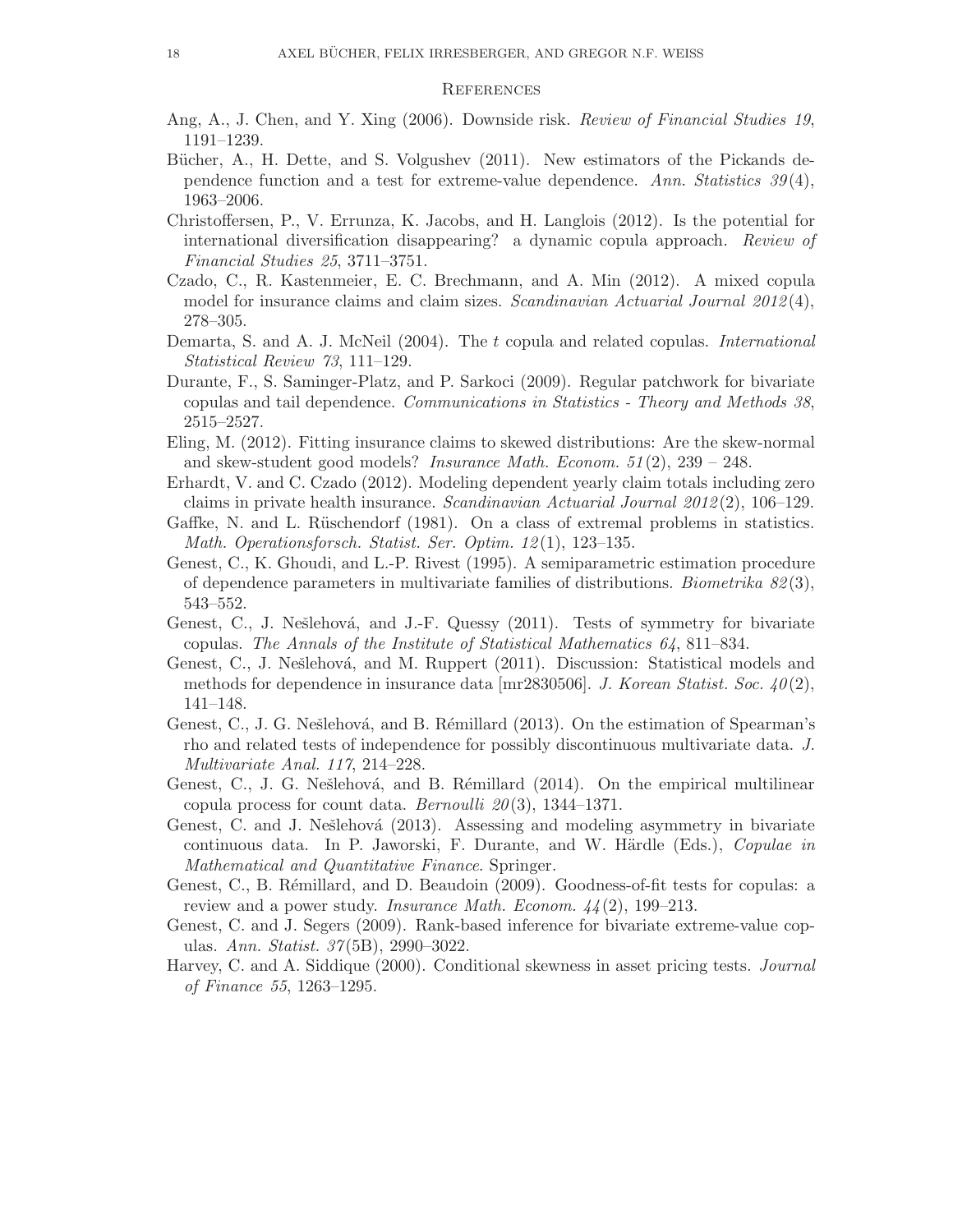## References

Ang, A., J. Chen, and Y. Xing (2006). Downside risk. *Review of Financial Studies 19*, 1191–1239.

Bücher, A., H. Dette, and S. Volgushev (2011). New estimators of the Pickands dependence function and a test for extreme-value dependence. *Ann. Statistics 39*(4), 1963–2006.

Christoffersen, P., V. Errunza, K. Jacobs, and H. Langlois (2012). Is the potential for international diversification disappearing? a dynamic copula approach. *Review of Financial Studies 25*, 3711–3751.

Czado, C., R. Kastenmeier, E. C. Brechmann, and A. Min (2012). A mixed copula model for insurance claims and claim sizes. *Scandinavian Actuarial Journal 2012*(4), 278–305.

Demarta, S. and A. J. McNeil (2004). The *t* copula and related copulas. *International Statistical Review 73*, 111–129.

Durante, F., S. Saminger-Platz, and P. Sarkoci (2009). Regular patchwork for bivariate copulas and tail dependence. *Communications in Statistics - Theory and Methods 38*, 2515–2527.

Eling, M. (2012). Fitting insurance claims to skewed distributions: Are the skew-normal and skew-student good models? *Insurance Math. Econom. 51*(2), 239 – 248.

Erhardt, V. and C. Czado (2012). Modeling dependent yearly claim totals including zero claims in private health insurance. *Scandinavian Actuarial Journal 2012*(2), 106–129.

Gaffke, N. and L. Rüschendorf (1981). On a class of extremal problems in statistics. *Math. Operationsforsch. Statist. Ser. Optim. 12*(1), 123–135.

Genest, C., K. Ghoudi, and L.-P. Rivest (1995). A semiparametric estimation procedure of dependence parameters in multivariate families of distributions. *Biometrika 82*(3), 543–552.

Genest, C., J. Nešlehová, and J.-F. Quessy (2011). Tests of symmetry for bivariate copulas. *The Annals of the Institute of Statistical Mathematics 64*, 811–834.

Genest, C., J. Nešlehová, and M. Ruppert (2011). Discussion: Statistical models and methods for dependence in insurance data [mr2830506]. *J. Korean Statist. Soc. 40*(2), 141–148.

Genest, C., J. G. Nešlehová, and B. Rémillard (2013). On the estimation of Spearman's rho and related tests of independence for possibly discontinuous multivariate data. *J. Multivariate Anal. 117*, 214–228.

Genest, C., J. G. Nešlehová, and B. Rémillard (2014). On the empirical multilinear copula process for count data. *Bernoulli 20*(3), 1344–1371.

Genest, C. and J. Nešlehová (2013). Assessing and modeling asymmetry in bivariate continuous data. In P. Jaworski, F. Durante, and W. Härdle (Eds.), *Copulae in Mathematical and Quantitative Finance*. Springer.

Genest, C., B. Rémillard, and D. Beaudoin (2009). Goodness-of-fit tests for copulas: a review and a power study. *Insurance Math. Econom. 44*(2), 199–213.

Genest, C. and J. Segers (2009). Rank-based inference for bivariate extreme-value copulas. *Ann. Statist. 37*(5B), 2990–3022.

Harvey, C. and A. Siddique (2000). Conditional skewness in asset pricing tests. *Journal of Finance 55*, 1263–1295.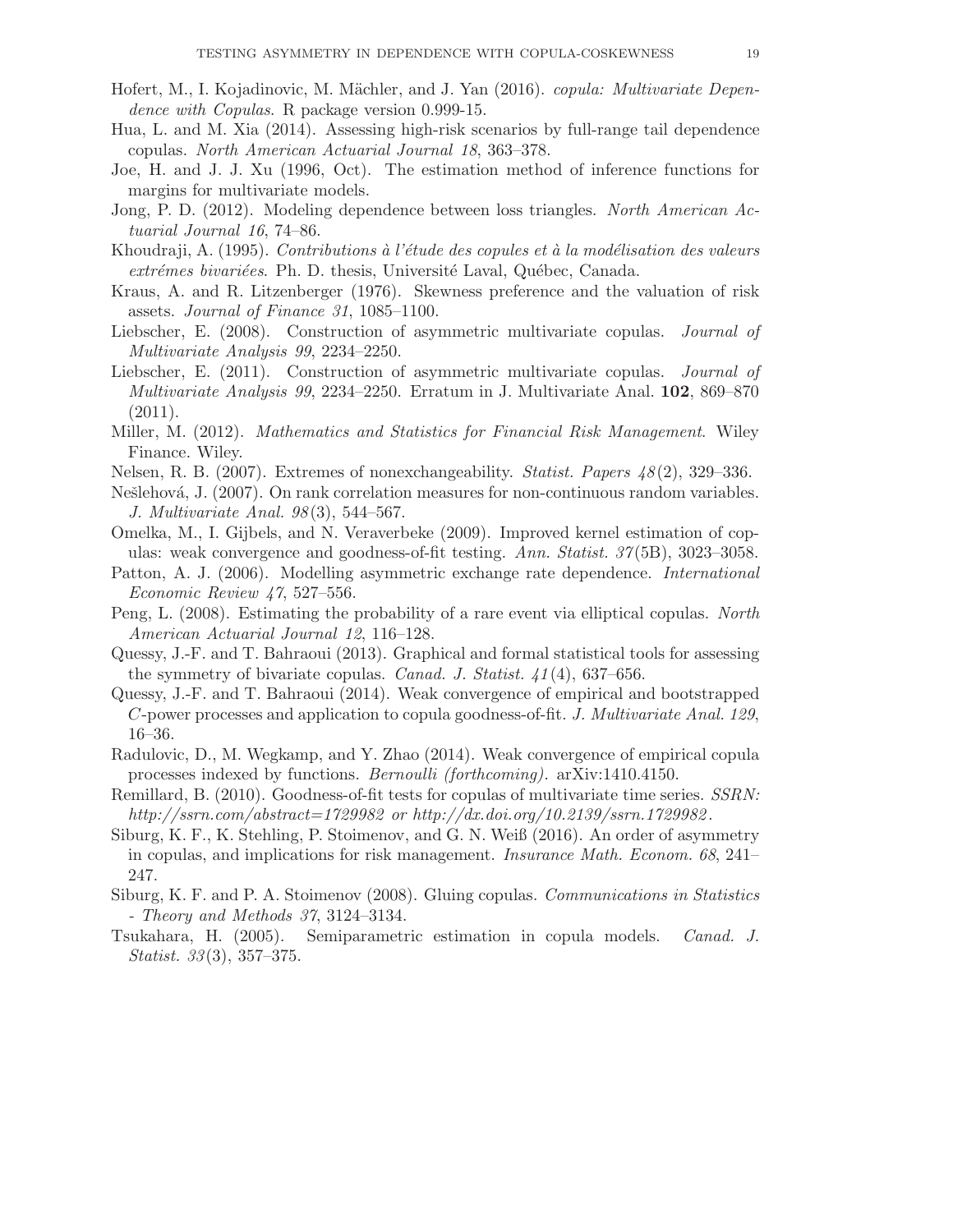Hofert, M., I. Kojadinovic, M. Mächler, and J. Yan (2016). *copula: Multivariate Dependence with Copulas*. R package version 0.999-15.

Hua, L. and M. Xia (2014). Assessing high-risk scenarios by full-range tail dependence copulas. *North American Actuarial Journal 18*, 363–378.

Joe, H. and J. J. Xu (1996, Oct). The estimation method of inference functions for margins for multivariate models.

Jong, P. D. (2012). Modeling dependence between loss triangles. *North American Actuarial Journal 16*, 74–86.

Khoudraji, A. (1995). *Contributions à l'étude des copules et à la modélisation des valeurs extrémes bivariées*. Ph. D. thesis, Université Laval, Québec, Canada.

Kraus, A. and R. Litzenberger (1976). Skewness preference and the valuation of risk assets. *Journal of Finance 31*, 1085–1100.

Liebscher, E. (2008). Construction of asymmetric multivariate copulas. *Journal of Multivariate Analysis 99*, 2234–2250.

Liebscher, E. (2011). Construction of asymmetric multivariate copulas. *Journal of Multivariate Analysis 99*, 2234–2250. Erratum in J. Multivariate Anal. **102**, 869–870 (2011).

Miller, M. (2012). *Mathematics and Statistics for Financial Risk Management*. Wiley Finance. Wiley.

Nelsen, R. B. (2007). Extremes of nonexchangeability. *Statist. Papers 48*(2), 329–336.

Nešlehová, J. (2007). On rank correlation measures for non-continuous random variables. *J. Multivariate Anal. 98*(3), 544–567.

Omelka, M., I. Gijbels, and N. Veraverbeke (2009). Improved kernel estimation of copulas: weak convergence and goodness-of-fit testing. *Ann. Statist. 37*(5B), 3023–3058.

Patton, A. J. (2006). Modelling asymmetric exchange rate dependence. *International Economic Review 47*, 527–556.

Peng, L. (2008). Estimating the probability of a rare event via elliptical copulas. *North American Actuarial Journal 12*, 116–128.

Quessy, J.-F. and T. Bahraoui (2013). Graphical and formal statistical tools for assessing the symmetry of bivariate copulas. *Canad. J. Statist. 41*(4), 637–656.

Quessy, J.-F. and T. Bahraoui (2014). Weak convergence of empirical and bootstrapped $C$-power processes and application to copula goodness-of-fit. *J. Multivariate Anal. 129*, 16–36.

Radulovic, D., M. Wegkamp, and Y. Zhao (2014). Weak convergence of empirical copula processes indexed by functions. *Bernoulli (forthcoming)*. arXiv:1410.4150.

Remillard, B. (2010). Goodness-of-fit tests for copulas of multivariate time series. *SSRN: http://ssrn.com/abstract=1729982 or http://dx.doi.org/10.2139/ssrn.1729982*.

Siburg, K. F., K. Stehling, P. Stoimenov, and G. N. Weiß (2016). An order of asymmetry in copulas, and implications for risk management. *Insurance Math. Econom. 68*, 241–247.

Siburg, K. F. and P. A. Stoimenov (2008). Gluing copulas. *Communications in Statistics - Theory and Methods 37*, 3124–3134.

Tsukahara, H. (2005). Semiparametric estimation in copula models. *Canad. J. Statist. 33*(3), 357–375.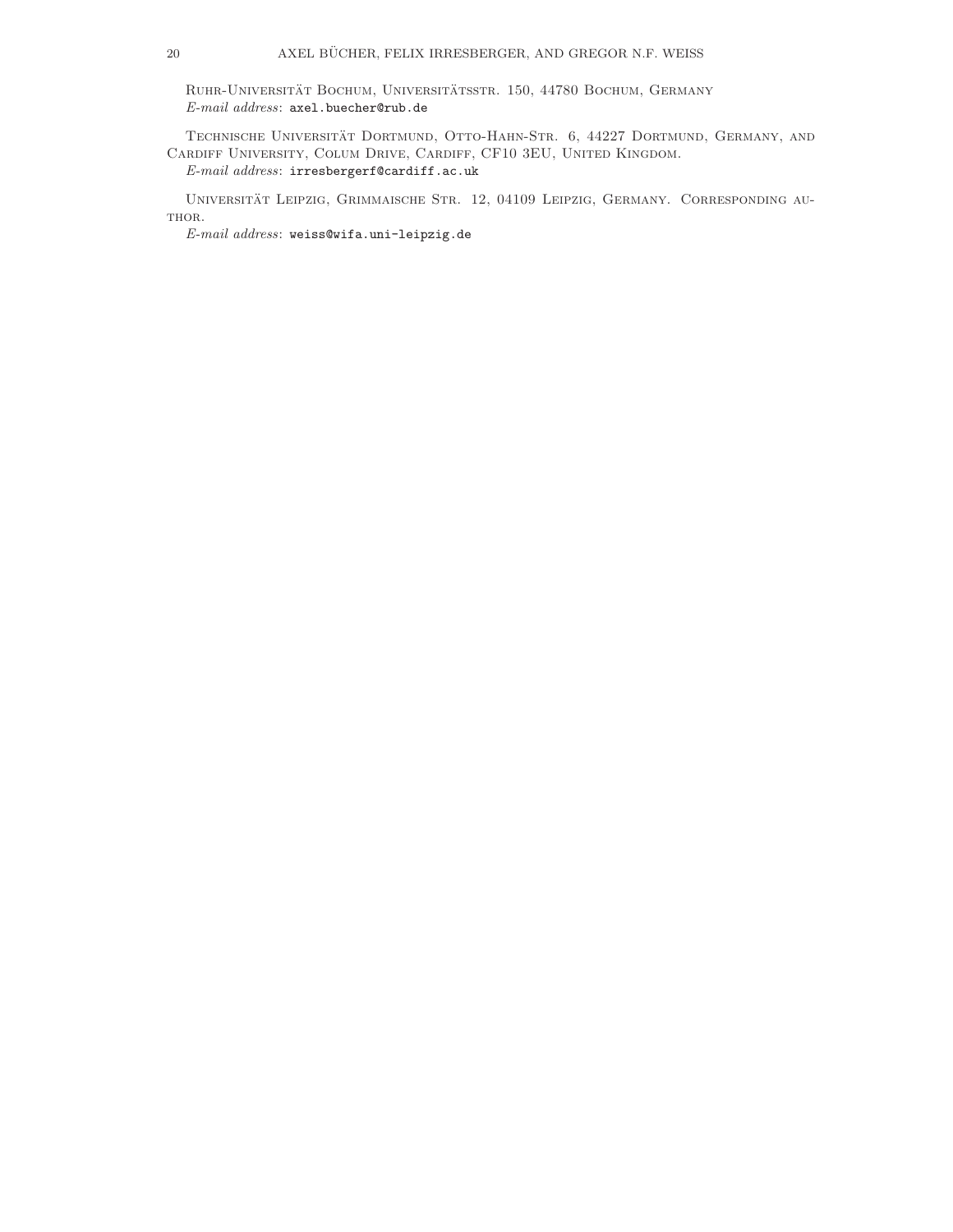Ruhr-Universität Bochum, Universitätsstr. 150, 44780 Bochum, Germany
*E-mail address*: axel.buecher@rub.de

Technische Universität Dortmund, Otto-Hahn-Str. 6, 44227 Dortmund, Germany, and Cardiff University, Colum Drive, Cardiff, CF10 3EU, United Kingdom.
*E-mail address*: irresbergerf@cardiff.ac.uk

Universität Leipzig, Grimmaische Str. 12, 04109 Leipzig, Germany. Corresponding author.
*E-mail address*: weiss@wifa.uni-leipzig.de